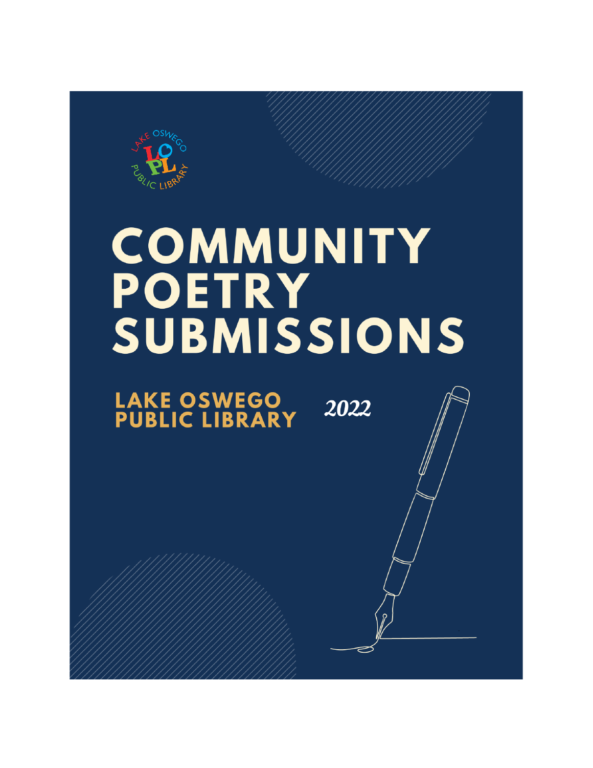# COMMUNITY POETRY SUBMISSIONS

## LAKE OSWEGO PUBLIC LIBRARY

*2022*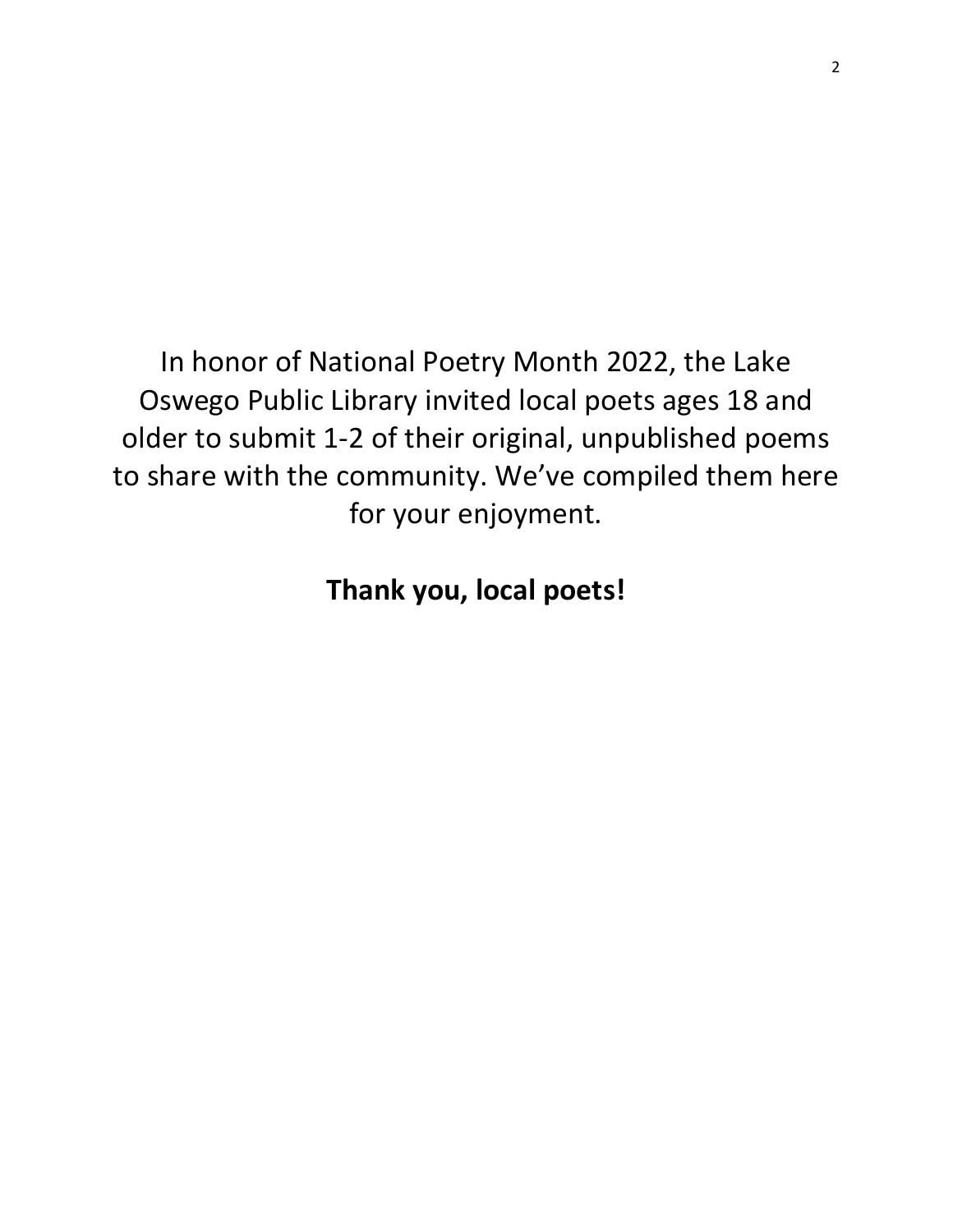In honor of National Poetry Month 2022, the Lake Oswego Public Library invited local poets ages 18 and older to submit 1-2 of their original, unpublished poems to share with the community. We've compiled them here for your enjoyment.

**Thank you, local poets!**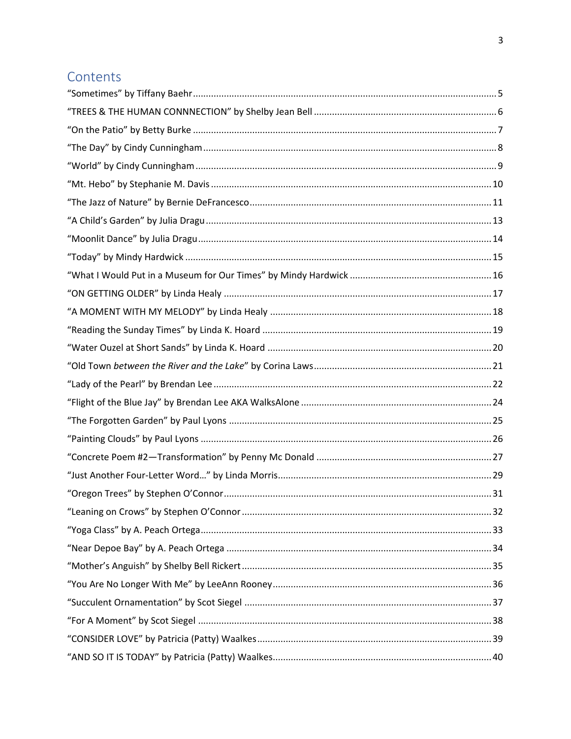## Contents

"Sometimes" by Tiffany Baehr .......... 5

"TREES & THE HUMAN CONNNECTION" by Shelby Jean Bell .......... 6

"On the Patio" by Betty Burke .......... 7

"The Day" by Cindy Cunningham .......... 8

"World" by Cindy Cunningham .......... 9

"Mt. Hebo" by Stephanie M. Davis .......... 10

"The Jazz of Nature" by Bernie DeFrancesco .......... 11

"A Child's Garden" by Julia Dragu .......... 13

"Moonlit Dance" by Julia Dragu .......... 14

"Today" by Mindy Hardwick .......... 15

"What I Would Put in a Museum for Our Times" by Mindy Hardwick .......... 16

"ON GETTING OLDER" by Linda Healy .......... 17

"A MOMENT WITH MY MELODY" by Linda Healy .......... 18

"Reading the Sunday Times" by Linda K. Hoard .......... 19

"Water Ouzel at Short Sands" by Linda K. Hoard .......... 20

"Old Town *between the River and the Lake*" by Corina Laws .......... 21

"Lady of the Pearl" by Brendan Lee .......... 22

"Flight of the Blue Jay" by Brendan Lee AKA WalksAlone .......... 24

"The Forgotten Garden" by Paul Lyons .......... 25

"Painting Clouds" by Paul Lyons .......... 26

"Concrete Poem #2—Transformation" by Penny Mc Donald .......... 27

"Just Another Four-Letter Word…" by Linda Morris .......... 29

"Oregon Trees" by Stephen O'Connor .......... 31

"Leaning on Crows" by Stephen O'Connor .......... 32

"Yoga Class" by A. Peach Ortega .......... 33

"Near Depoe Bay" by A. Peach Ortega .......... 34

"Mother's Anguish" by Shelby Bell Rickert .......... 35

"You Are No Longer With Me" by LeeAnn Rooney .......... 36

"Succulent Ornamentation" by Scot Siegel .......... 37

"For A Moment" by Scot Siegel .......... 38

"CONSIDER LOVE" by Patricia (Patty) Waalkes .......... 39

"AND SO IT IS TODAY" by Patricia (Patty) Waalkes .......... 40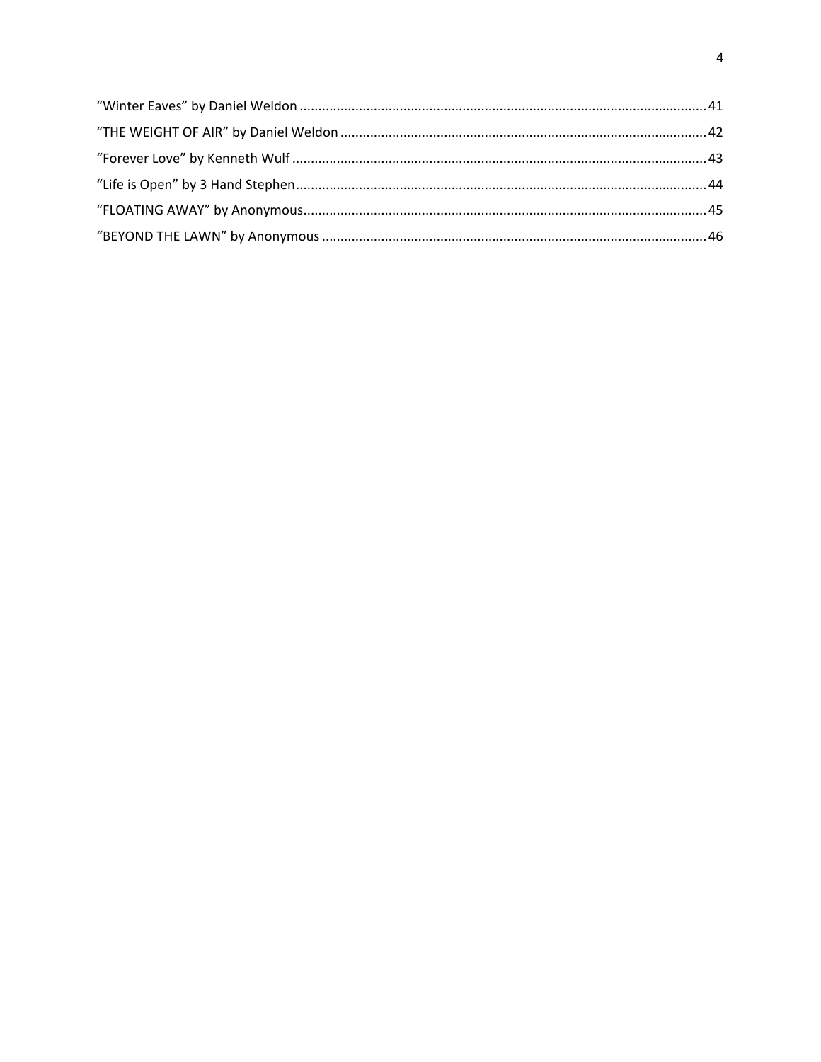"Winter Eaves" by Daniel Weldon ............................................................. 41

"THE WEIGHT OF AIR" by Daniel Weldon ..................................................... 42

"Forever Love" by Kenneth Wulf ................................................................. 43

"Life is Open" by 3 Hand Stephen ............................................................... 44

"FLOATING AWAY" by Anonymous ............................................................... 45

"BEYOND THE LAWN" by Anonymous .......................................................... 46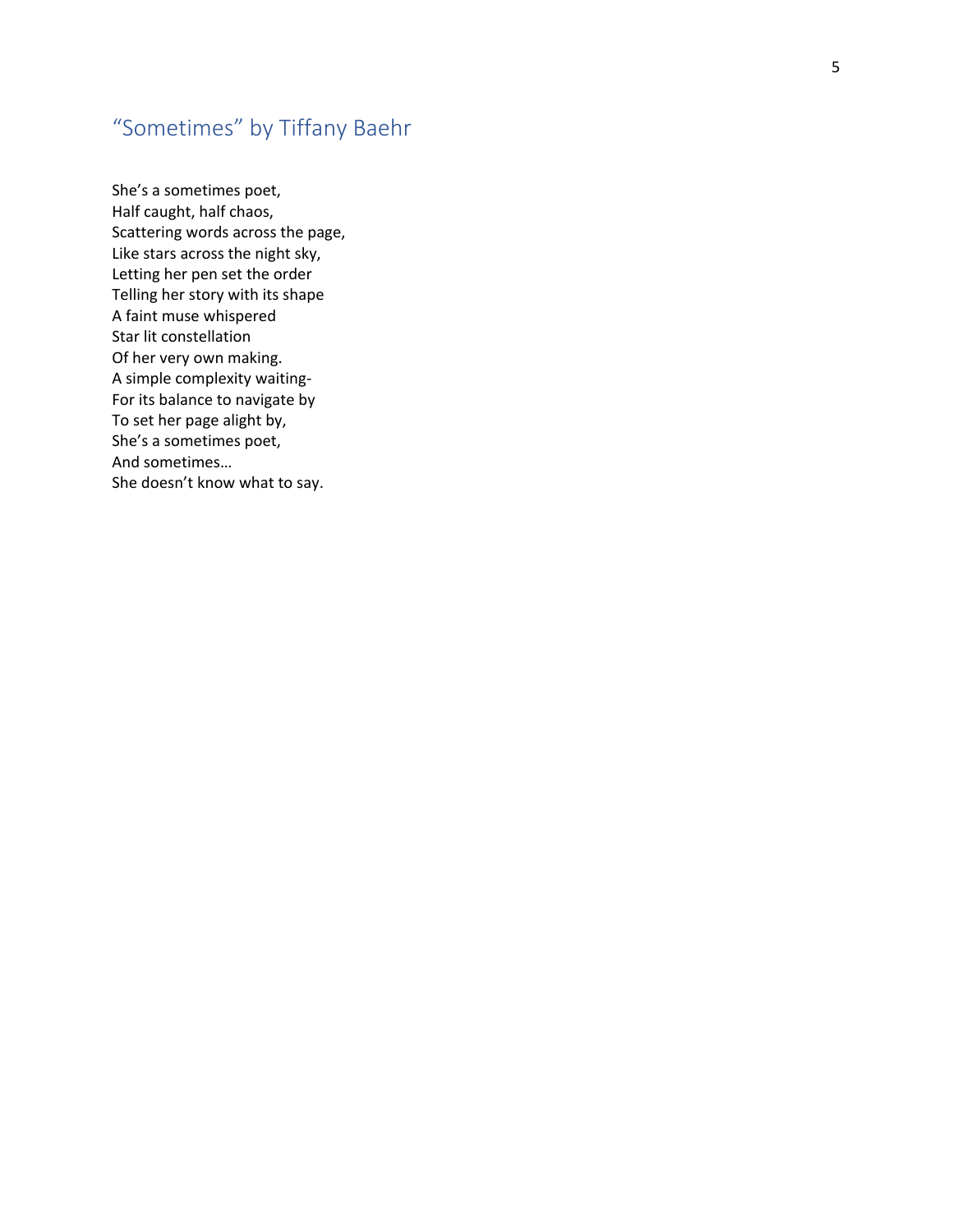## "Sometimes" by Tiffany Baehr

She's a sometimes poet,  
Half caught, half chaos,  
Scattering words across the page,  
Like stars across the night sky,  
Letting her pen set the order  
Telling her story with its shape  
A faint muse whispered  
Star lit constellation  
Of her very own making.  
A simple complexity waiting-  
For its balance to navigate by  
To set her page alight by,  
She's a sometimes poet,  
And sometimes…  
She doesn't know what to say.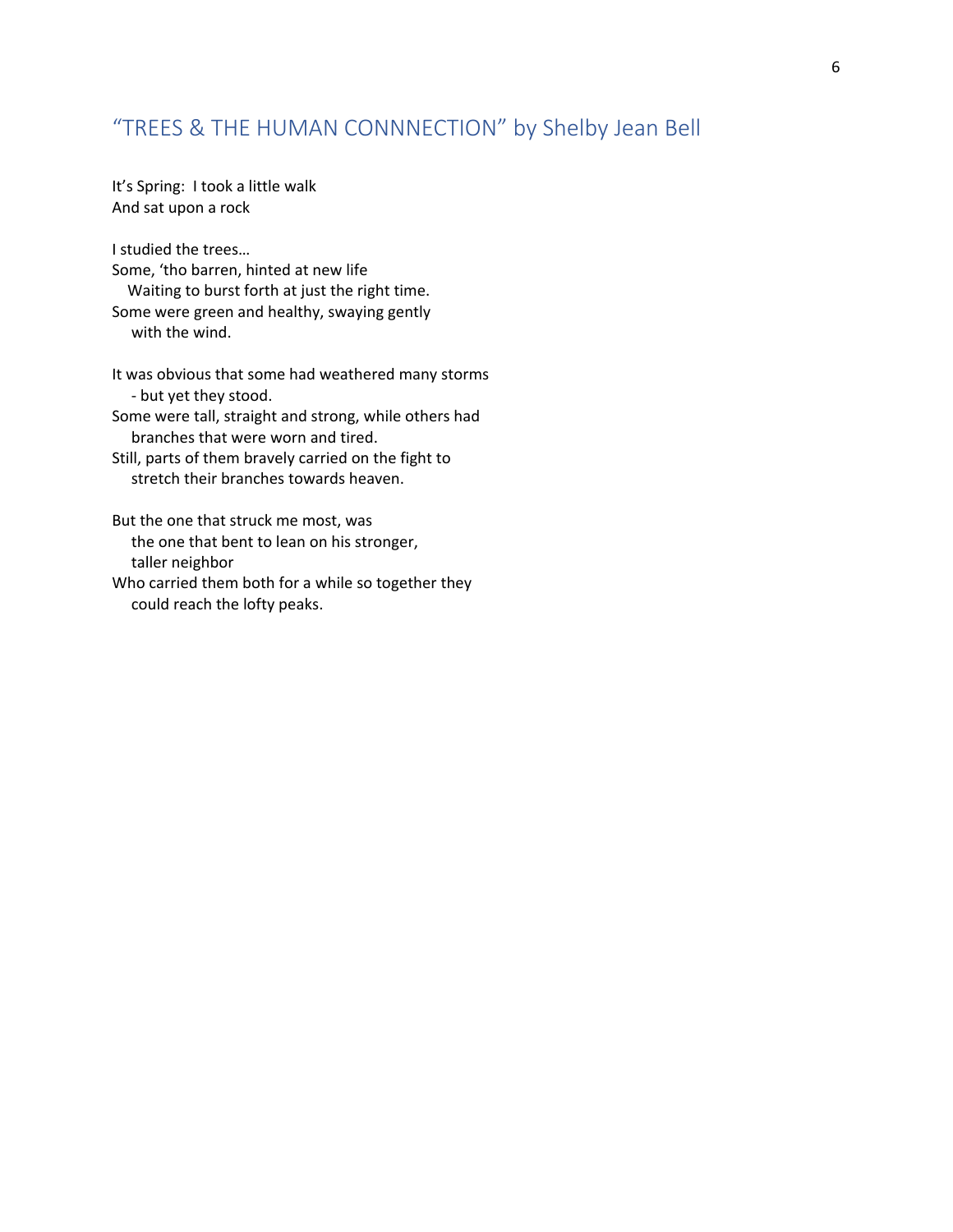## "TREES & THE HUMAN CONNNECTION" by Shelby Jean Bell

It's Spring: I took a little walk
And sat upon a rock

I studied the trees…
Some, 'tho barren, hinted at new life
   Waiting to burst forth at just the right time.
Some were green and healthy, swaying gently
   with the wind.

It was obvious that some had weathered many storms
   - but yet they stood.
Some were tall, straight and strong, while others had
   branches that were worn and tired.
Still, parts of them bravely carried on the fight to
   stretch their branches towards heaven.

But the one that struck me most, was
   the one that bent to lean on his stronger,
   taller neighbor
Who carried them both for a while so together they
   could reach the lofty peaks.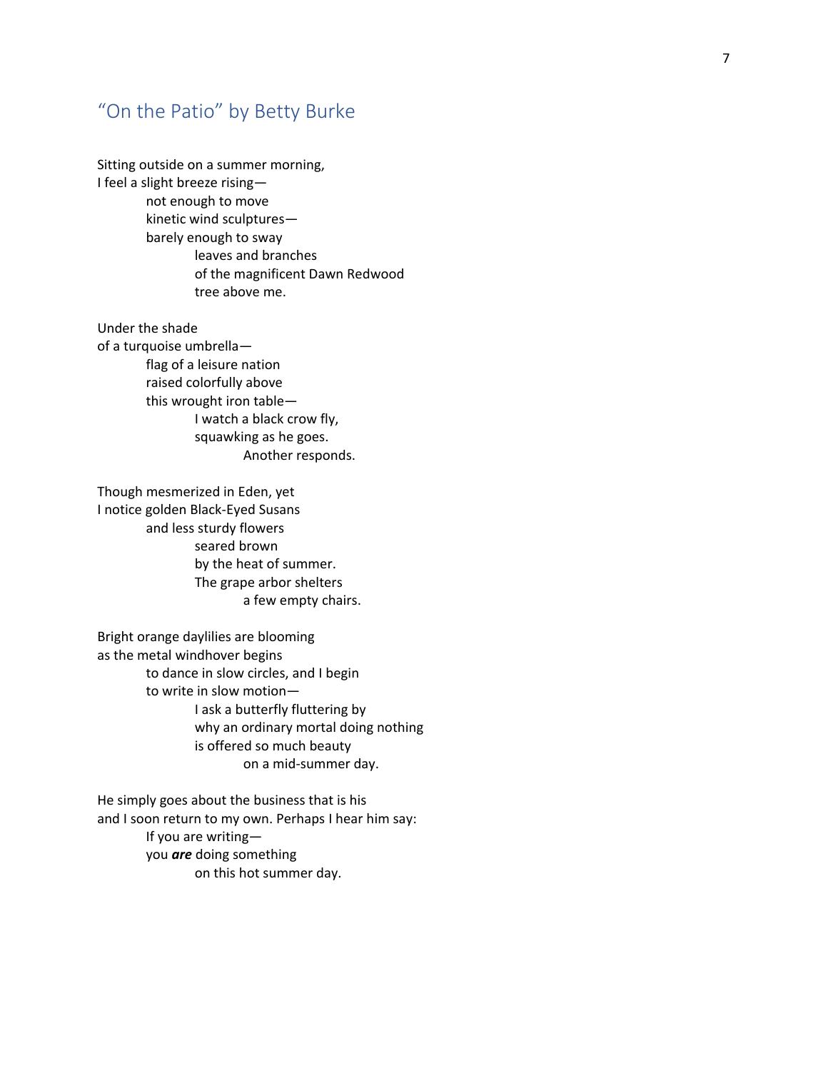## "On the Patio" by Betty Burke

Sitting outside on a summer morning,  
I feel a slight breeze rising—  
    not enough to move  
    kinetic wind sculptures—  
    barely enough to sway  
        leaves and branches  
        of the magnificent Dawn Redwood  
        tree above me.

Under the shade  
of a turquoise umbrella—  
    flag of a leisure nation  
    raised colorfully above  
    this wrought iron table—  
        I watch a black crow fly,  
        squawking as he goes.  
            Another responds.

Though mesmerized in Eden, yet  
I notice golden Black-Eyed Susans  
    and less sturdy flowers  
        seared brown  
        by the heat of summer.  
        The grape arbor shelters  
            a few empty chairs.

Bright orange daylilies are blooming  
as the metal windhover begins  
    to dance in slow circles, and I begin  
    to write in slow motion—  
        I ask a butterfly fluttering by  
        why an ordinary mortal doing nothing  
        is offered so much beauty  
            on a mid-summer day.

He simply goes about the business that is his  
and I soon return to my own. Perhaps I hear him say:  
    If you are writing—  
    you ***are*** doing something  
        on this hot summer day.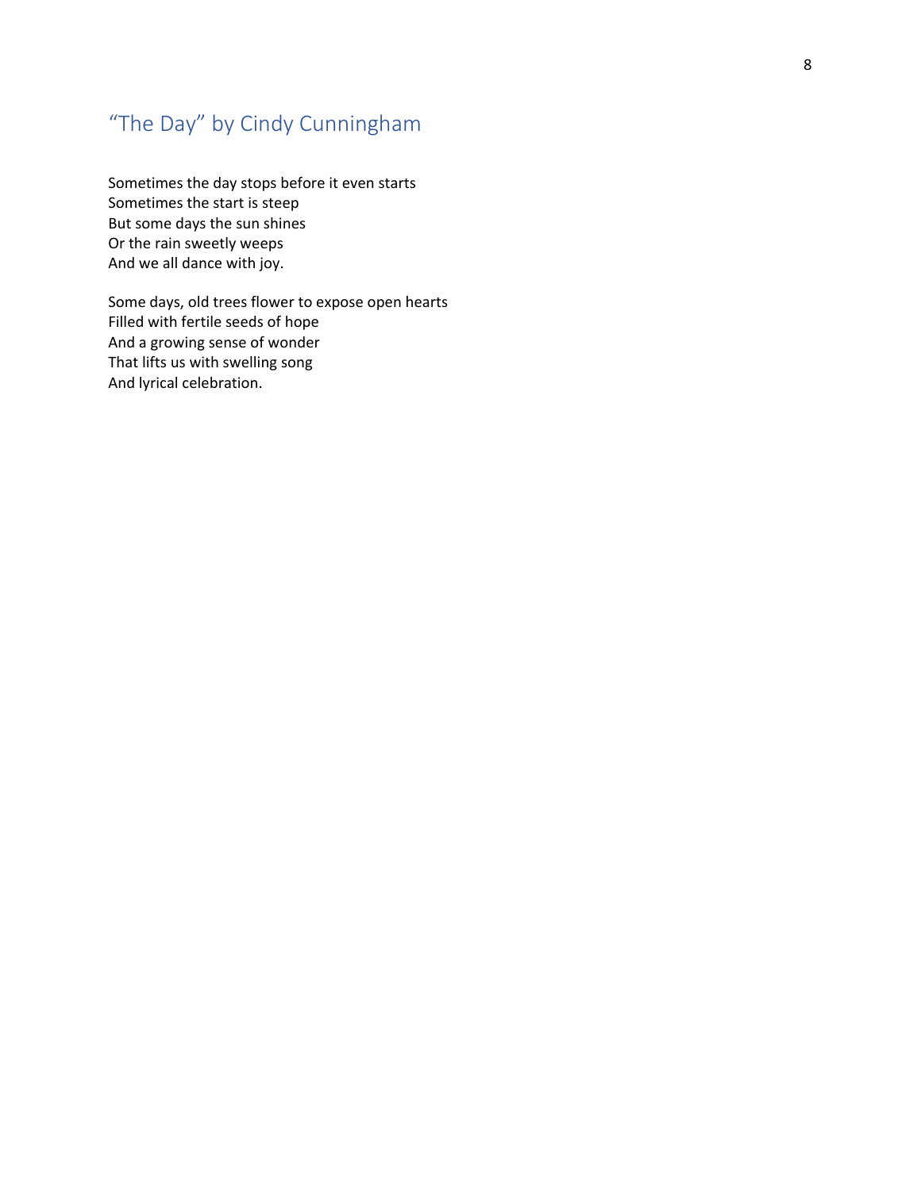## "The Day" by Cindy Cunningham

Sometimes the day stops before it even starts  
Sometimes the start is steep  
But some days the sun shines  
Or the rain sweetly weeps  
And we all dance with joy.

Some days, old trees flower to expose open hearts  
Filled with fertile seeds of hope  
And a growing sense of wonder  
That lifts us with swelling song  
And lyrical celebration.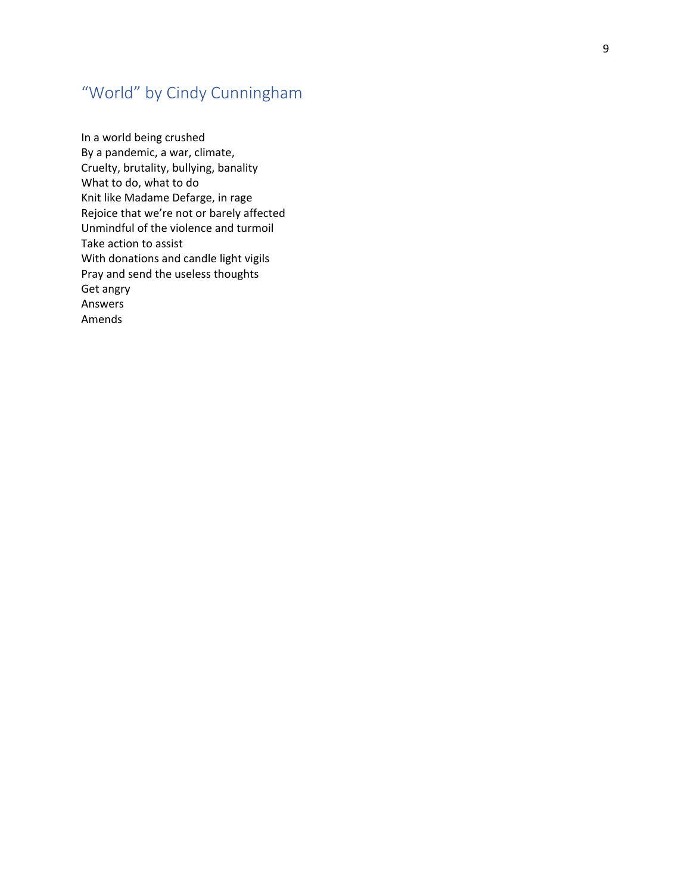## "World" by Cindy Cunningham

In a world being crushed  
By a pandemic, a war, climate,  
Cruelty, brutality, bullying, banality  
What to do, what to do  
Knit like Madame Defarge, in rage  
Rejoice that we're not or barely affected  
Unmindful of the violence and turmoil  
Take action to assist  
With donations and candle light vigils  
Pray and send the useless thoughts  
Get angry  
Answers  
Amends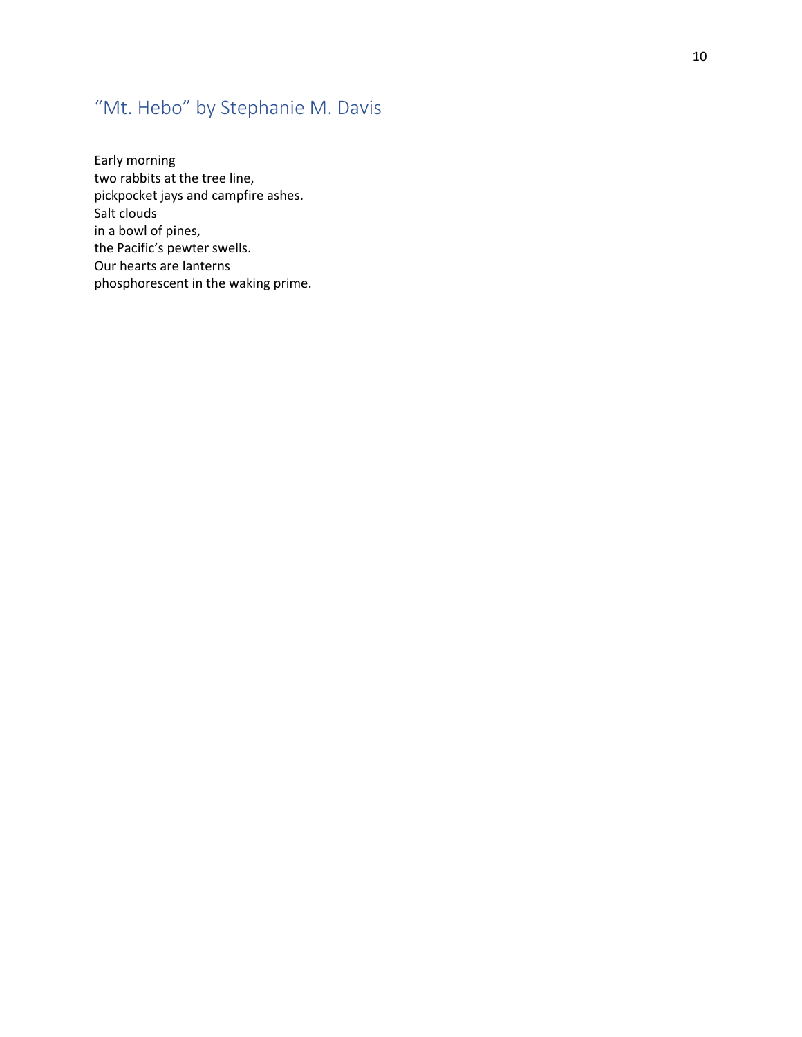## "Mt. Hebo" by Stephanie M. Davis

Early morning  
two rabbits at the tree line,  
pickpocket jays and campfire ashes.  
Salt clouds  
in a bowl of pines,  
the Pacific's pewter swells.  
Our hearts are lanterns  
phosphorescent in the waking prime.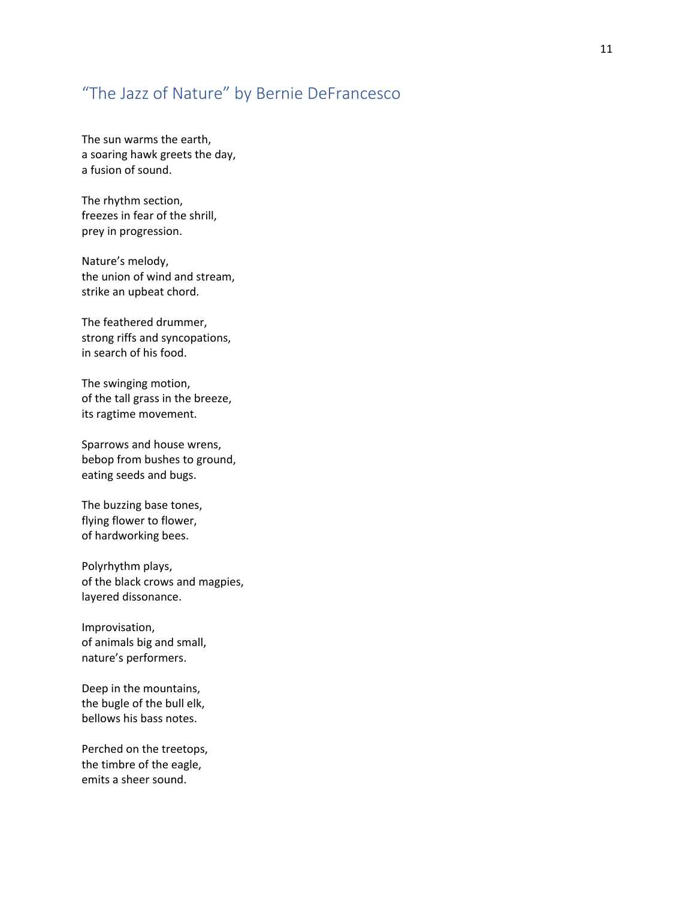## "The Jazz of Nature" by Bernie DeFrancesco

The sun warms the earth,
a soaring hawk greets the day,
a fusion of sound.

The rhythm section,
freezes in fear of the shrill,
prey in progression.

Nature's melody,
the union of wind and stream,
strike an upbeat chord.

The feathered drummer,
strong riffs and syncopations,
in search of his food.

The swinging motion,
of the tall grass in the breeze,
its ragtime movement.

Sparrows and house wrens,
bebop from bushes to ground,
eating seeds and bugs.

The buzzing base tones,
flying flower to flower,
of hardworking bees.

Polyrhythm plays,
of the black crows and magpies,
layered dissonance.

Improvisation,
of animals big and small,
nature's performers.

Deep in the mountains,
the bugle of the bull elk,
bellows his bass notes.

Perched on the treetops,
the timbre of the eagle,
emits a sheer sound.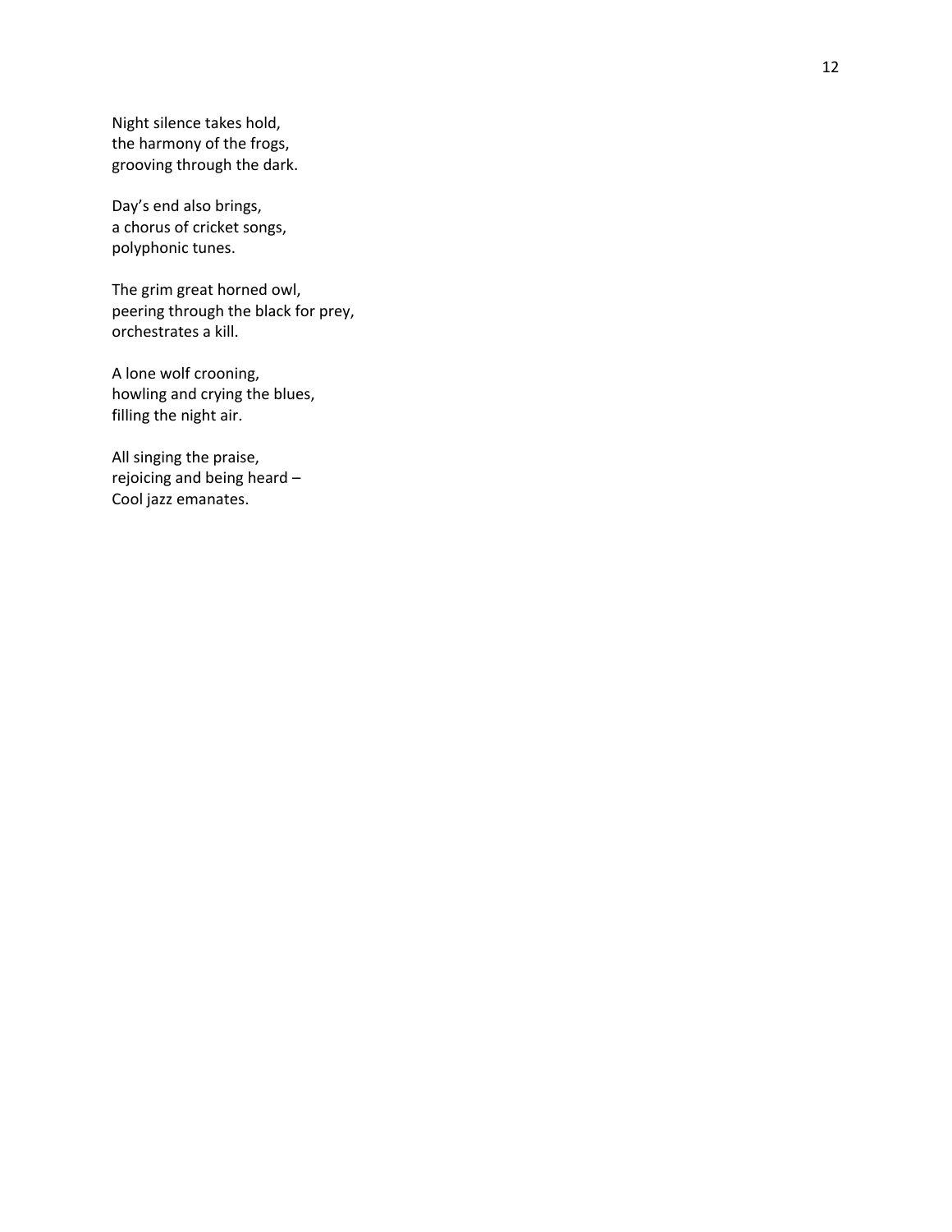Night silence takes hold,
the harmony of the frogs,
grooving through the dark.

Day's end also brings,
a chorus of cricket songs,
polyphonic tunes.

The grim great horned owl,
peering through the black for prey,
orchestrates a kill.

A lone wolf crooning,
howling and crying the blues,
filling the night air.

All singing the praise,
rejoicing and being heard –
Cool jazz emanates.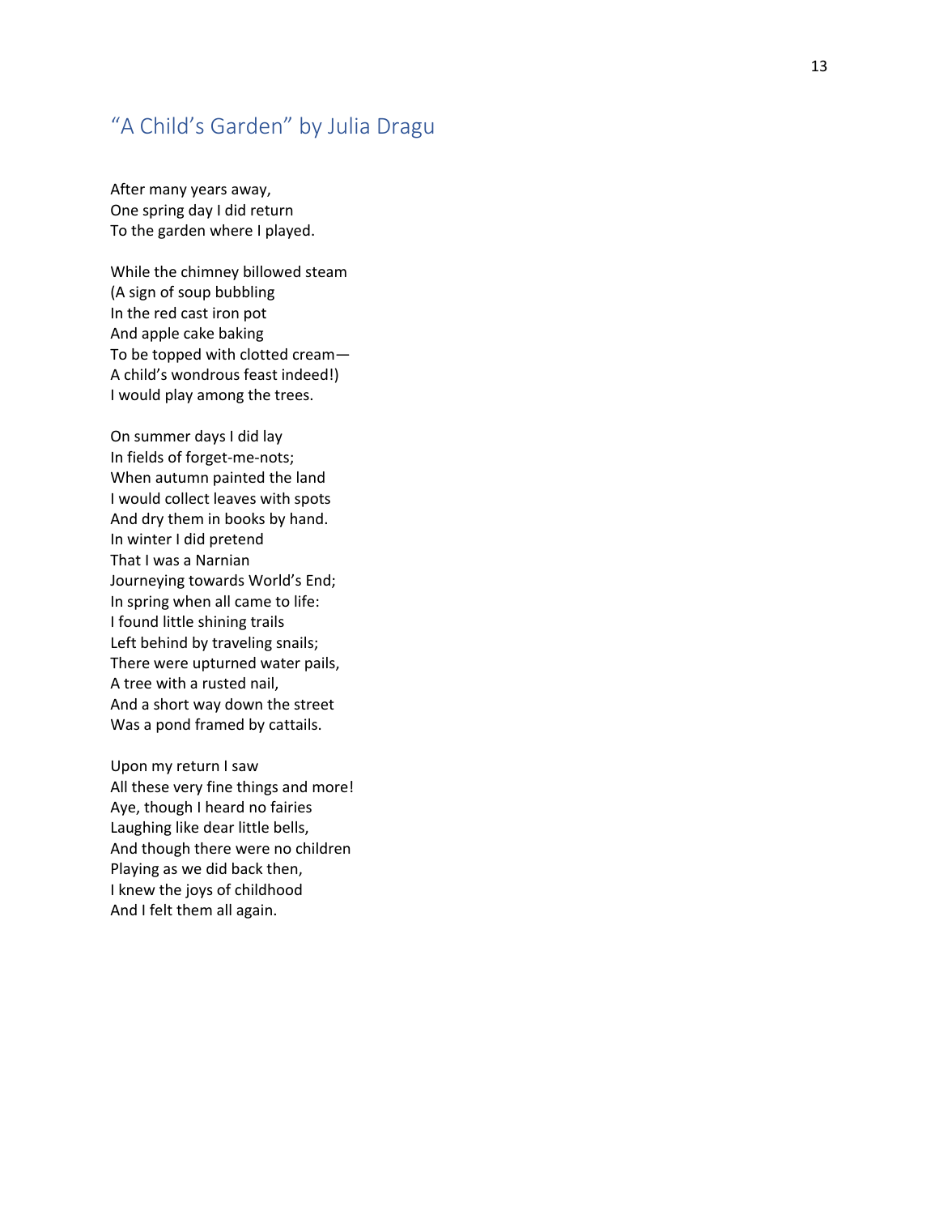## "A Child's Garden" by Julia Dragu

After many years away,  
One spring day I did return  
To the garden where I played.

While the chimney billowed steam  
(A sign of soup bubbling  
In the red cast iron pot  
And apple cake baking  
To be topped with clotted cream—  
A child's wondrous feast indeed!)  
I would play among the trees.

On summer days I did lay  
In fields of forget-me-nots;  
When autumn painted the land  
I would collect leaves with spots  
And dry them in books by hand.  
In winter I did pretend  
That I was a Narnian  
Journeying towards World's End;  
In spring when all came to life:  
I found little shining trails  
Left behind by traveling snails;  
There were upturned water pails,  
A tree with a rusted nail,  
And a short way down the street  
Was a pond framed by cattails.

Upon my return I saw  
All these very fine things and more!  
Aye, though I heard no fairies  
Laughing like dear little bells,  
And though there were no children  
Playing as we did back then,  
I knew the joys of childhood  
And I felt them all again.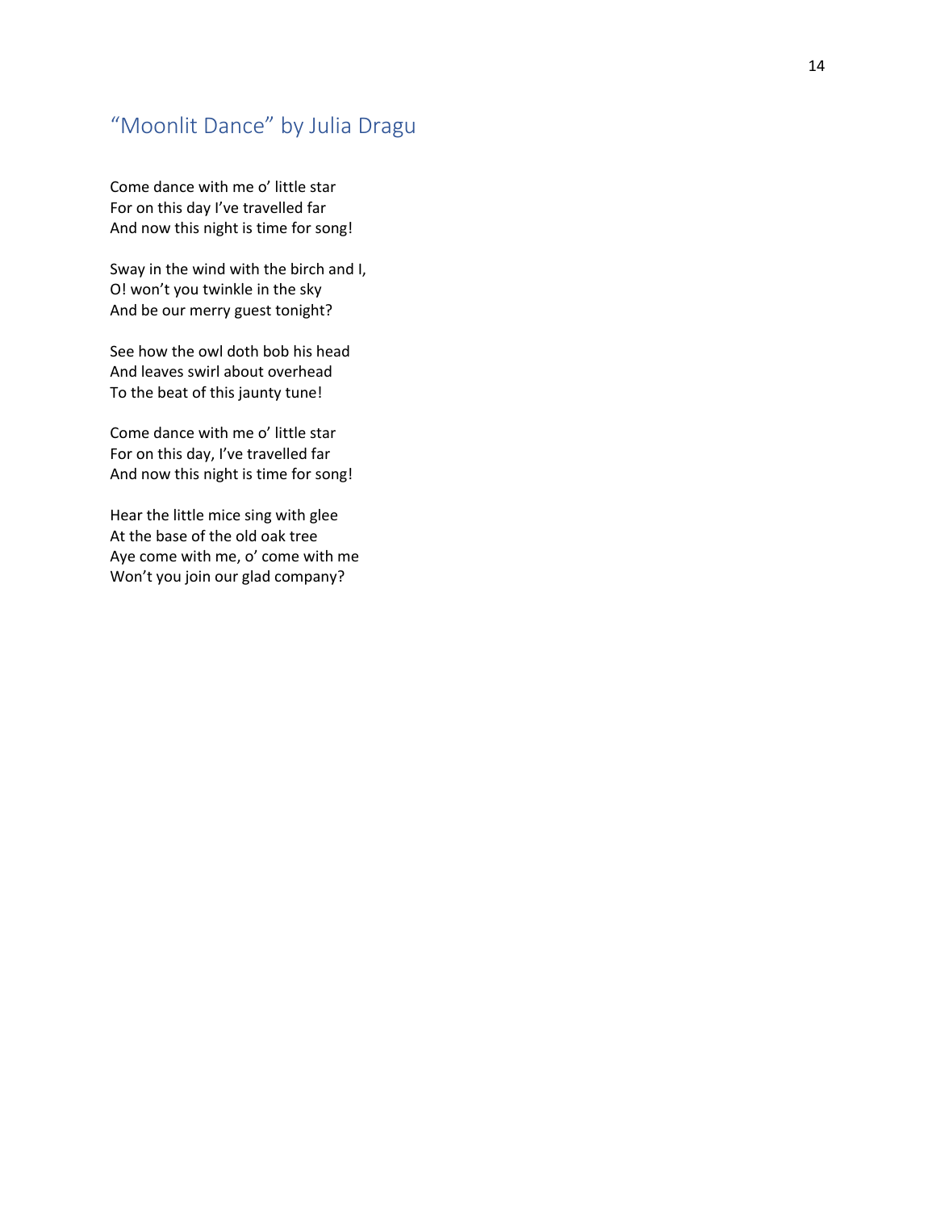## "Moonlit Dance" by Julia Dragu

Come dance with me o' little star  
For on this day I've travelled far  
And now this night is time for song!

Sway in the wind with the birch and I,  
O! won't you twinkle in the sky  
And be our merry guest tonight?

See how the owl doth bob his head  
And leaves swirl about overhead  
To the beat of this jaunty tune!

Come dance with me o' little star  
For on this day, I've travelled far  
And now this night is time for song!

Hear the little mice sing with glee  
At the base of the old oak tree  
Aye come with me, o' come with me  
Won't you join our glad company?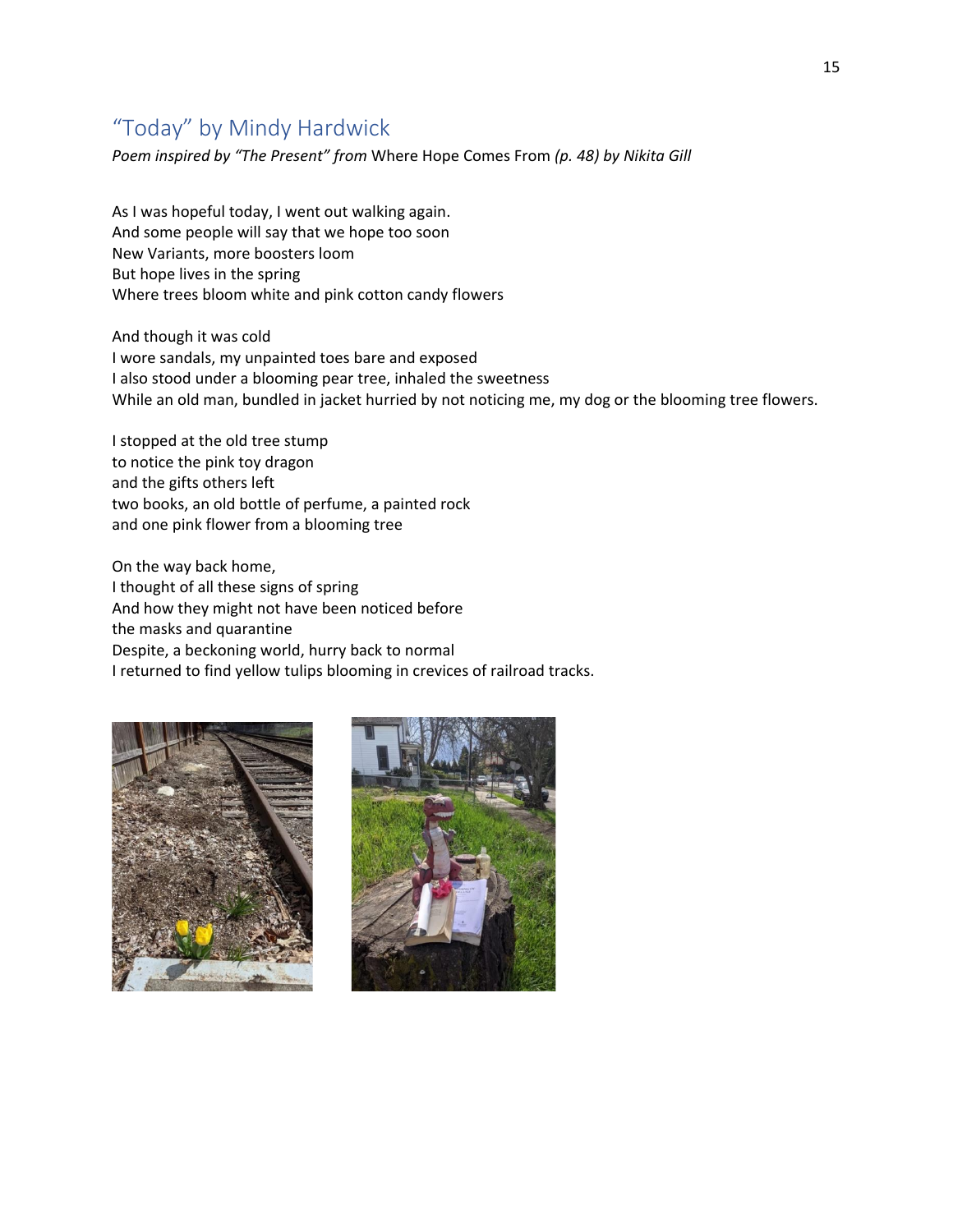## "Today" by Mindy Hardwick

*Poem inspired by "The Present" from* Where Hope Comes From *(p. 48) by Nikita Gill*

As I was hopeful today, I went out walking again.
And some people will say that we hope too soon
New Variants, more boosters loom
But hope lives in the spring
Where trees bloom white and pink cotton candy flowers

And though it was cold
I wore sandals, my unpainted toes bare and exposed
I also stood under a blooming pear tree, inhaled the sweetness
While an old man, bundled in jacket hurried by not noticing me, my dog or the blooming tree flowers.

I stopped at the old tree stump
to notice the pink toy dragon
and the gifts others left
two books, an old bottle of perfume, a painted rock
and one pink flower from a blooming tree

On the way back home,
I thought of all these signs of spring
And how they might not have been noticed before
the masks and quarantine
Despite, a beckoning world, hurry back to normal
I returned to find yellow tulips blooming in crevices of railroad tracks.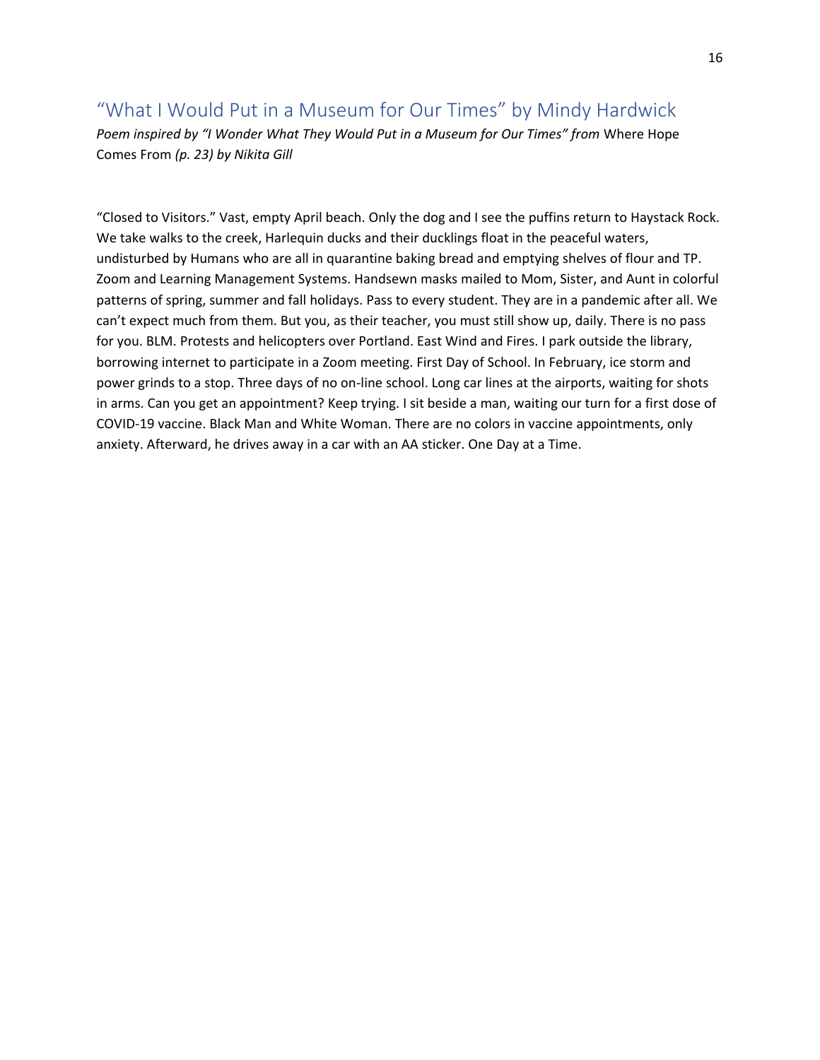## "What I Would Put in a Museum for Our Times" by Mindy Hardwick

*Poem inspired by "I Wonder What They Would Put in a Museum for Our Times" from* Where Hope Comes From *(p. 23) by Nikita Gill*

"Closed to Visitors." Vast, empty April beach. Only the dog and I see the puffins return to Haystack Rock. We take walks to the creek, Harlequin ducks and their ducklings float in the peaceful waters, undisturbed by Humans who are all in quarantine baking bread and emptying shelves of flour and TP. Zoom and Learning Management Systems. Handsewn masks mailed to Mom, Sister, and Aunt in colorful patterns of spring, summer and fall holidays. Pass to every student. They are in a pandemic after all. We can't expect much from them. But you, as their teacher, you must still show up, daily. There is no pass for you. BLM. Protests and helicopters over Portland. East Wind and Fires. I park outside the library, borrowing internet to participate in a Zoom meeting. First Day of School. In February, ice storm and power grinds to a stop. Three days of no on-line school. Long car lines at the airports, waiting for shots in arms. Can you get an appointment? Keep trying. I sit beside a man, waiting our turn for a first dose of COVID-19 vaccine. Black Man and White Woman. There are no colors in vaccine appointments, only anxiety. Afterward, he drives away in a car with an AA sticker. One Day at a Time.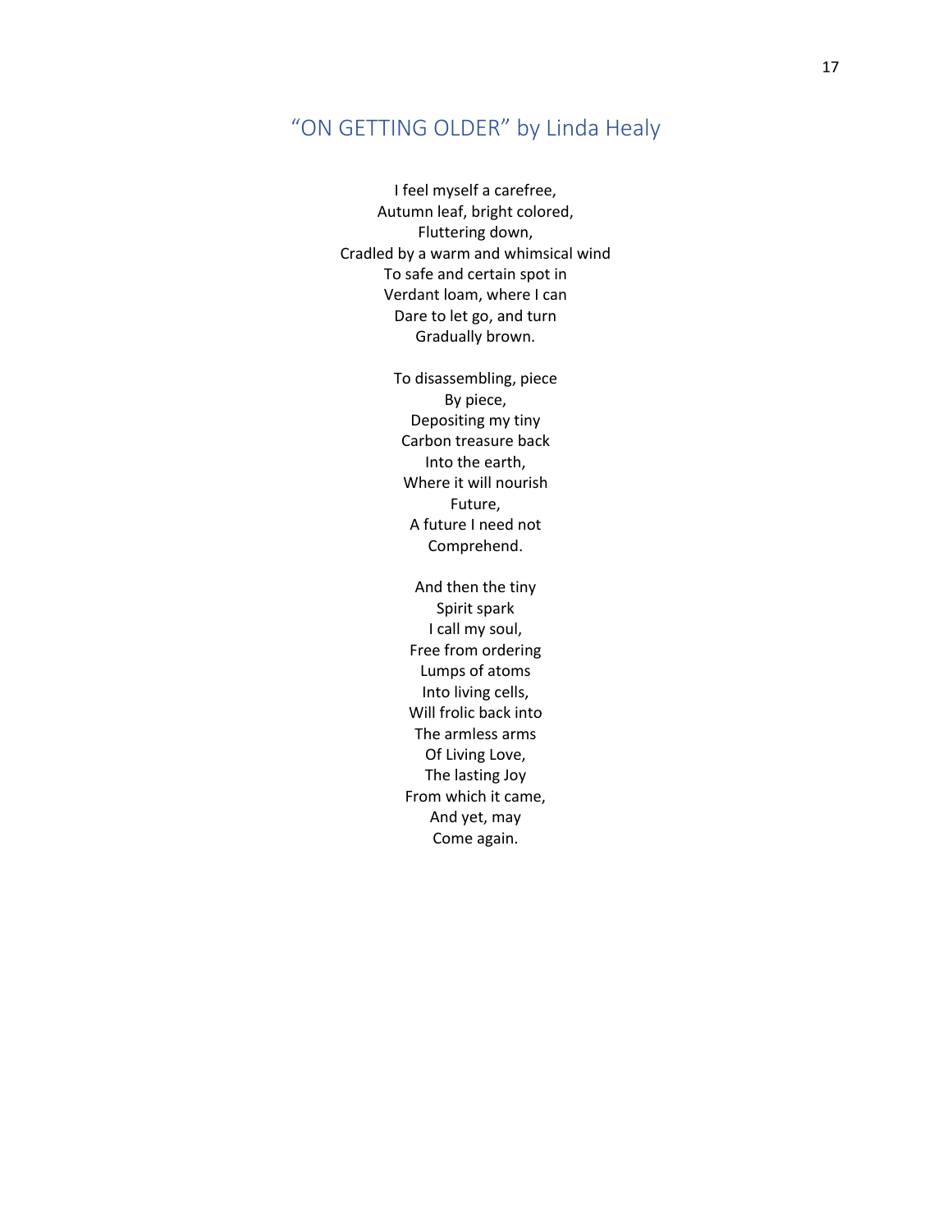## "ON GETTING OLDER" by Linda Healy

I feel myself a carefree,
Autumn leaf, bright colored,
Fluttering down,
Cradled by a warm and whimsical wind
To safe and certain spot in
Verdant loam, where I can
Dare to let go, and turn
Gradually brown.

To disassembling, piece
By piece,
Depositing my tiny
Carbon treasure back
Into the earth,
Where it will nourish
Future,
A future I need not
Comprehend.

And then the tiny
Spirit spark
I call my soul,
Free from ordering
Lumps of atoms
Into living cells,
Will frolic back into
The armless arms
Of Living Love,
The lasting Joy
From which it came,
And yet, may
Come again.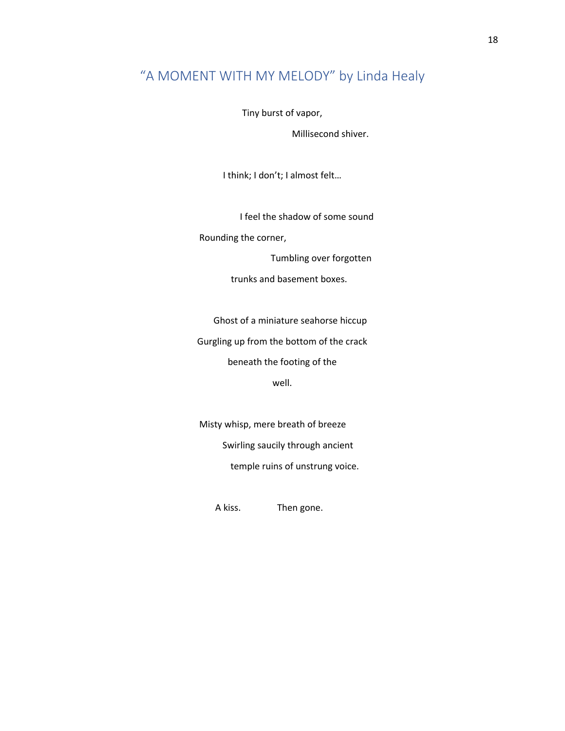## "A MOMENT WITH MY MELODY" by Linda Healy

Tiny burst of vapor,

Millisecond shiver.

I think; I don't; I almost felt…

I feel the shadow of some sound

Rounding the corner,

Tumbling over forgotten

trunks and basement boxes.

Ghost of a miniature seahorse hiccup

Gurgling up from the bottom of the crack

beneath the footing of the

well.

Misty whisp, mere breath of breeze

Swirling saucily through ancient

temple ruins of unstrung voice.

A kiss. Then gone.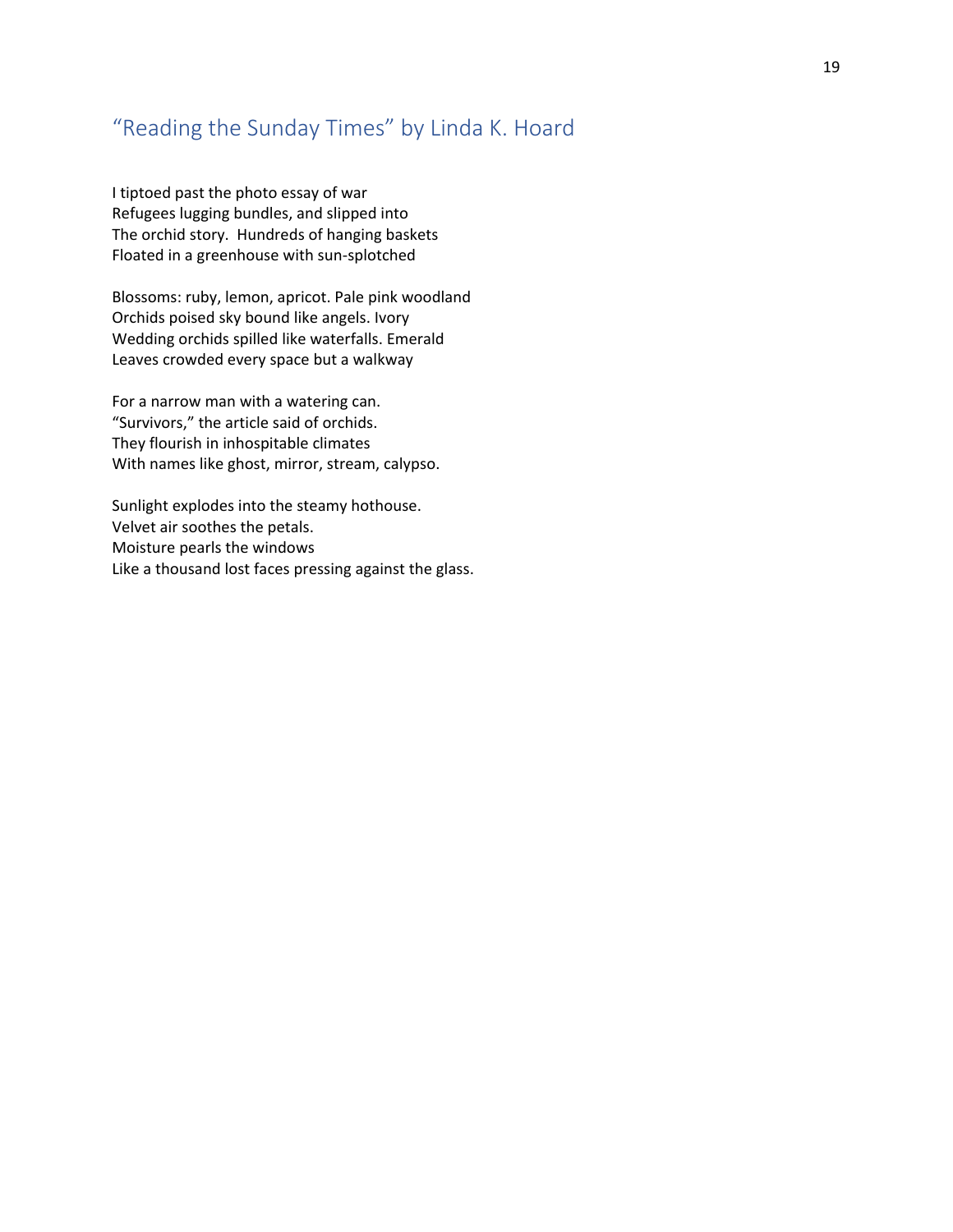## "Reading the Sunday Times" by Linda K. Hoard

I tiptoed past the photo essay of war  
Refugees lugging bundles, and slipped into  
The orchid story.  Hundreds of hanging baskets  
Floated in a greenhouse with sun-splotched

Blossoms: ruby, lemon, apricot. Pale pink woodland  
Orchids poised sky bound like angels. Ivory  
Wedding orchids spilled like waterfalls. Emerald  
Leaves crowded every space but a walkway

For a narrow man with a watering can.  
"Survivors," the article said of orchids.  
They flourish in inhospitable climates  
With names like ghost, mirror, stream, calypso.

Sunlight explodes into the steamy hothouse.  
Velvet air soothes the petals.  
Moisture pearls the windows  
Like a thousand lost faces pressing against the glass.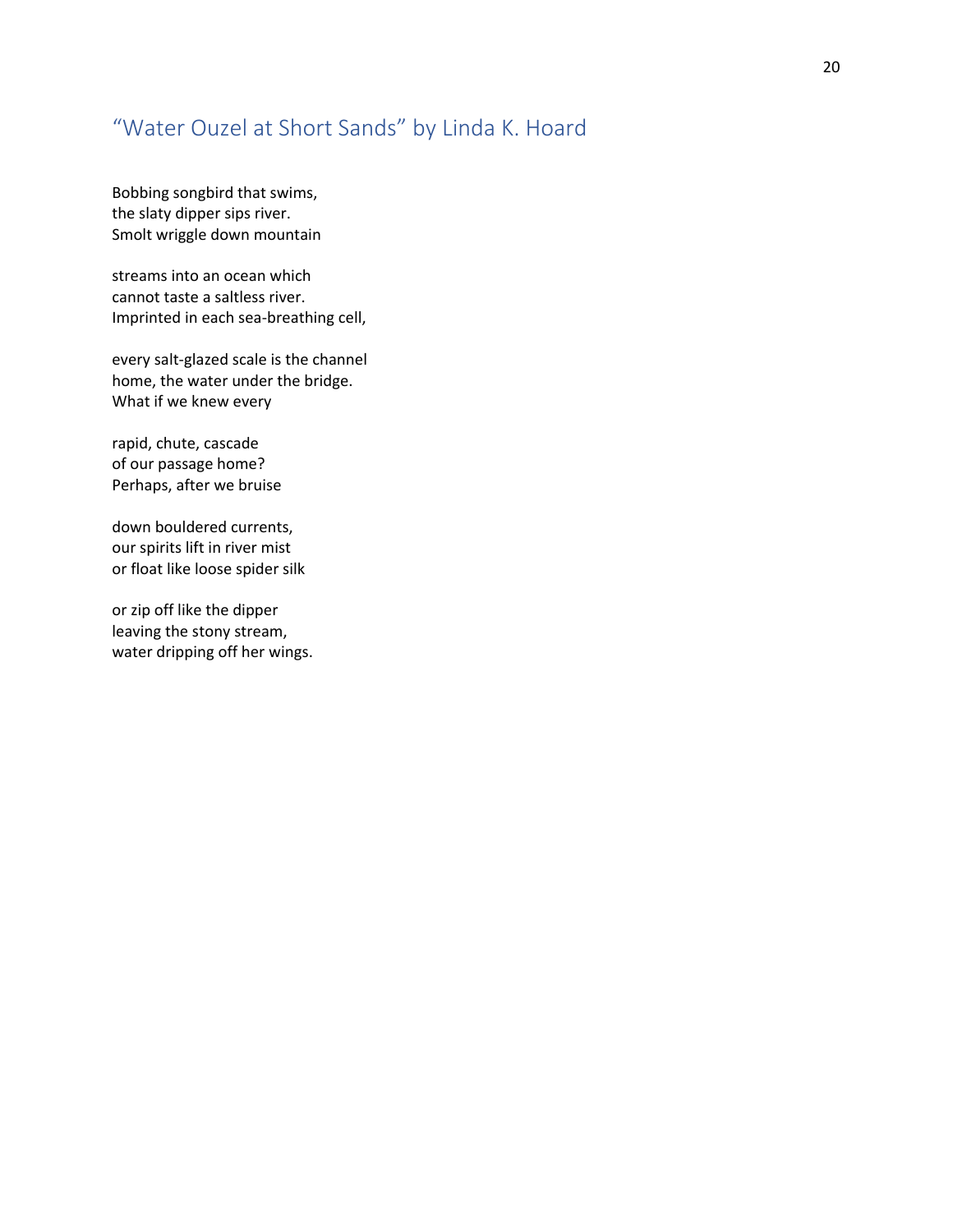## "Water Ouzel at Short Sands" by Linda K. Hoard

Bobbing songbird that swims,  
the slaty dipper sips river.  
Smolt wriggle down mountain

streams into an ocean which  
cannot taste a saltless river.  
Imprinted in each sea-breathing cell,

every salt-glazed scale is the channel  
home, the water under the bridge.  
What if we knew every

rapid, chute, cascade  
of our passage home?  
Perhaps, after we bruise

down bouldered currents,  
our spirits lift in river mist  
or float like loose spider silk

or zip off like the dipper  
leaving the stony stream,  
water dripping off her wings.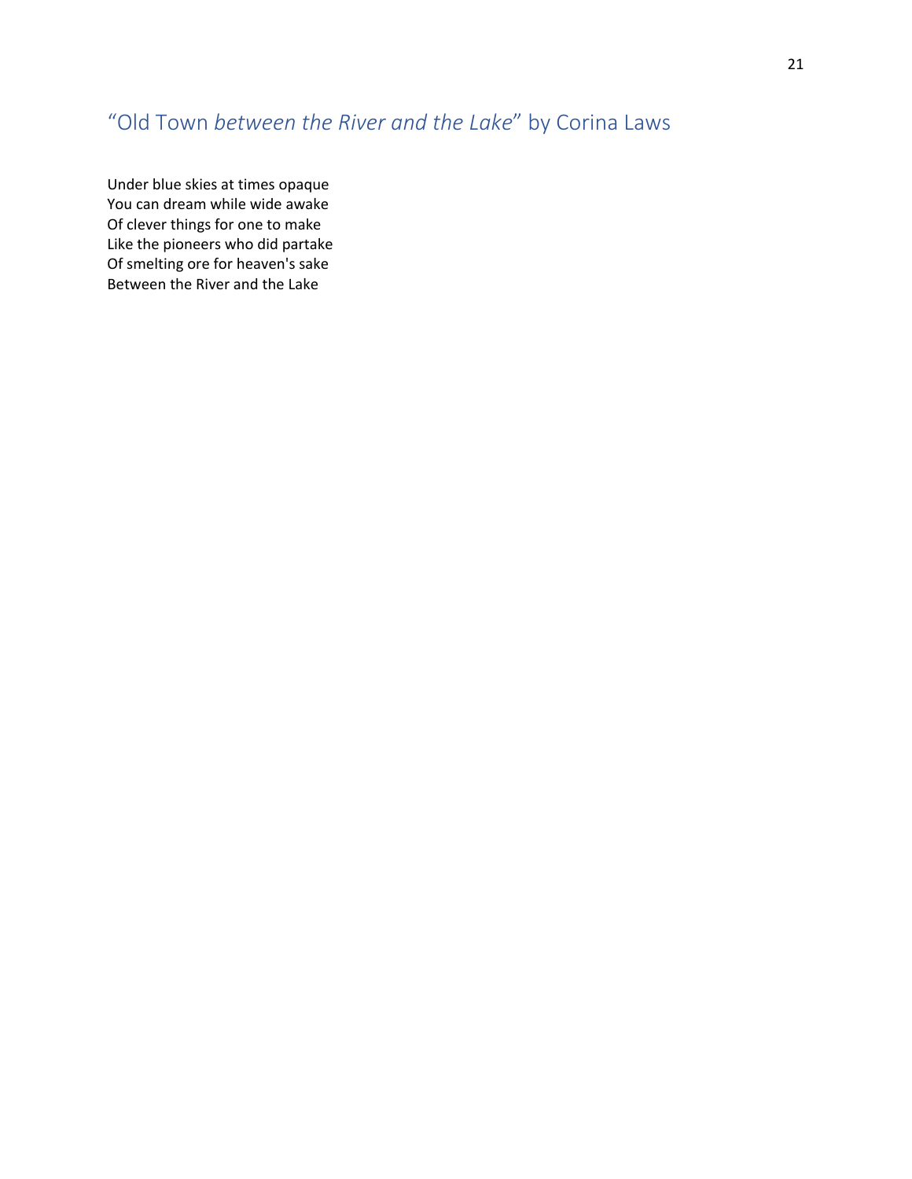## “Old Town *between the River and the Lake*” by Corina Laws

Under blue skies at times opaque  
You can dream while wide awake  
Of clever things for one to make  
Like the pioneers who did partake  
Of smelting ore for heaven's sake  
Between the River and the Lake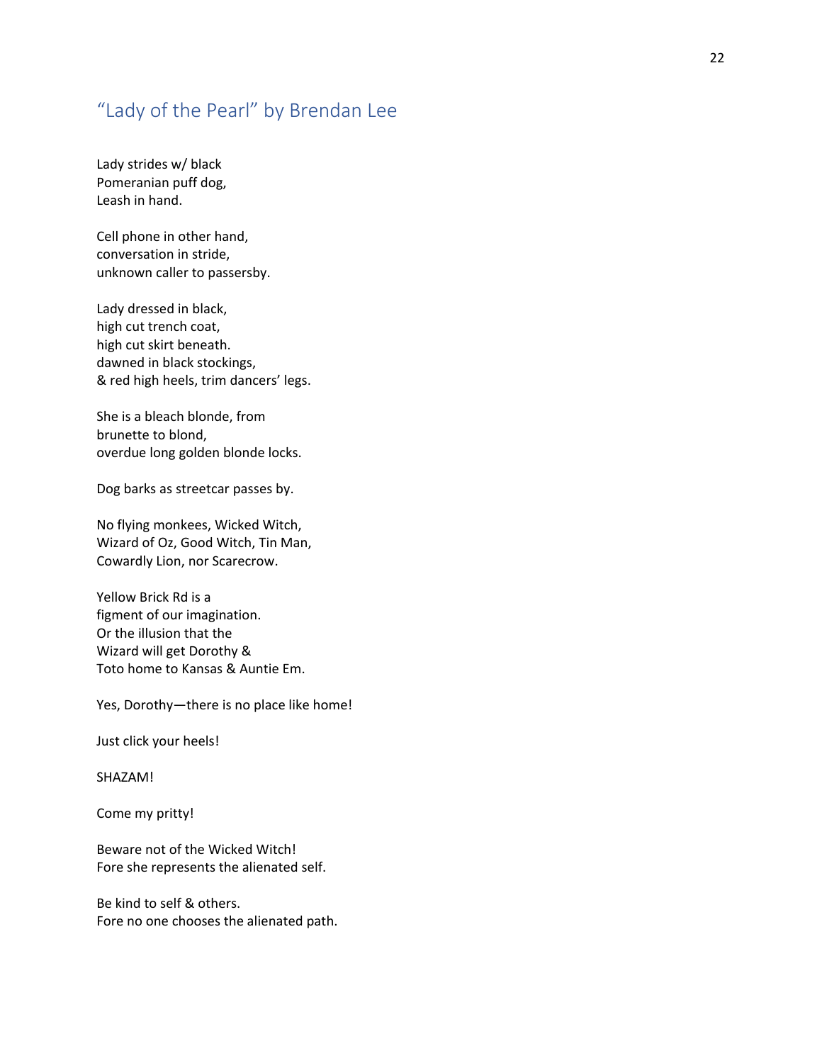## “Lady of the Pearl” by Brendan Lee

Lady strides w/ black  
Pomeranian puff dog,  
Leash in hand.

Cell phone in other hand,  
conversation in stride,  
unknown caller to passersby.

Lady dressed in black,  
high cut trench coat,  
high cut skirt beneath.  
dawned in black stockings,  
& red high heels, trim dancers’ legs.

She is a bleach blonde, from  
brunette to blond,  
overdue long golden blonde locks.

Dog barks as streetcar passes by.

No flying monkees, Wicked Witch,  
Wizard of Oz, Good Witch, Tin Man,  
Cowardly Lion, nor Scarecrow.

Yellow Brick Rd is a  
figment of our imagination.  
Or the illusion that the  
Wizard will get Dorothy &  
Toto home to Kansas & Auntie Em.

Yes, Dorothy—there is no place like home!

Just click your heels!

SHAZAM!

Come my pritty!

Beware not of the Wicked Witch!  
Fore she represents the alienated self.

Be kind to self & others.  
Fore no one chooses the alienated path.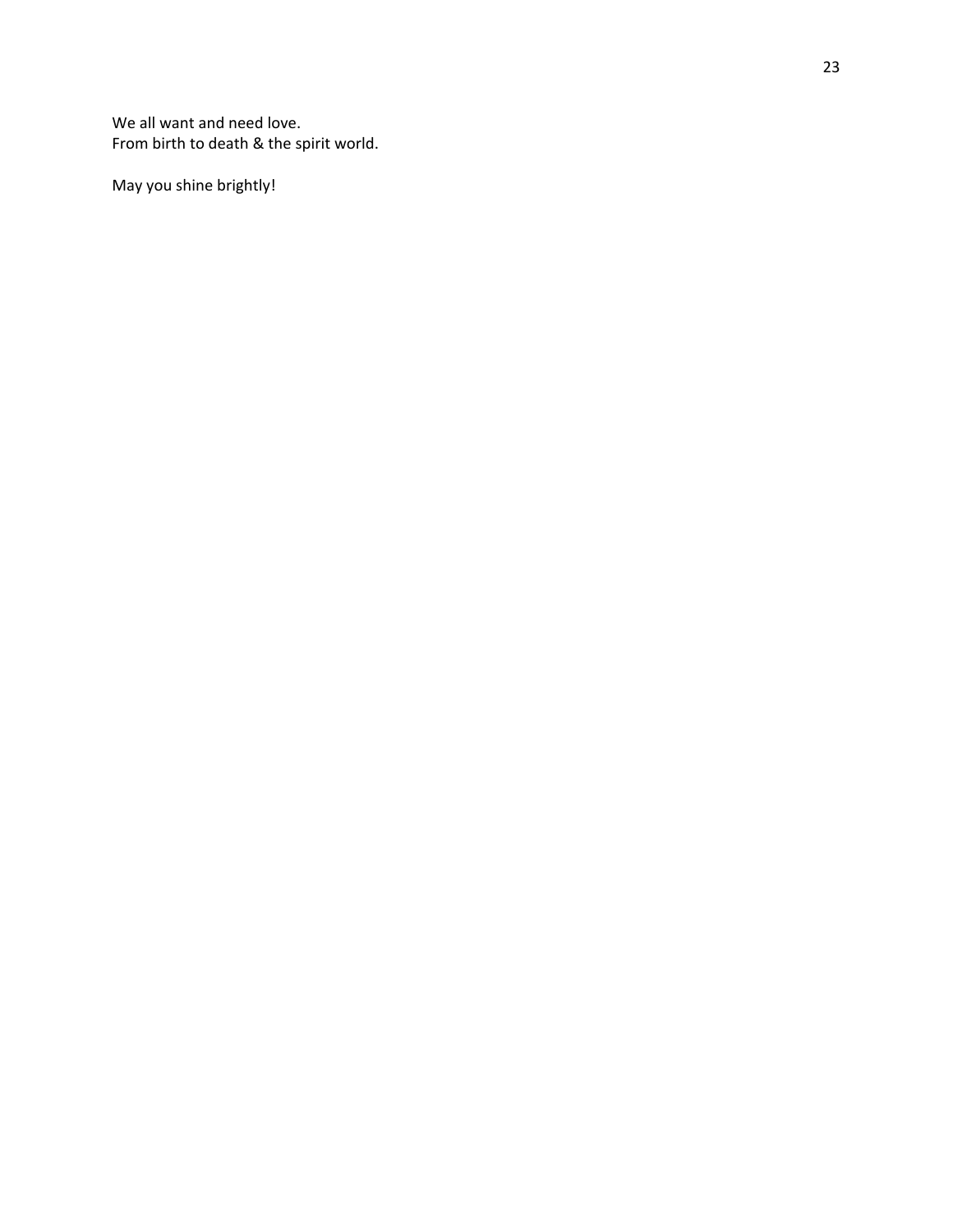We all want and need love.
From birth to death & the spirit world.

May you shine brightly!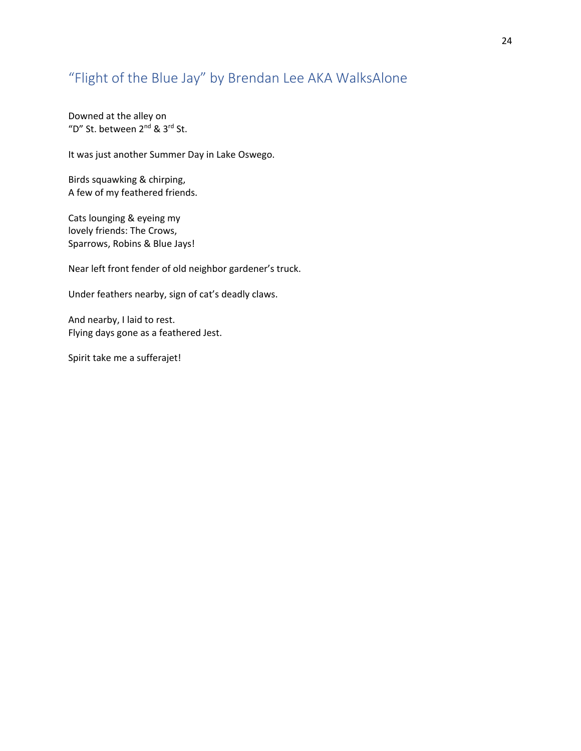## "Flight of the Blue Jay" by Brendan Lee AKA WalksAlone

Downed at the alley on
"D" St. between 2nd & 3rd St.

It was just another Summer Day in Lake Oswego.

Birds squawking & chirping,
A few of my feathered friends.

Cats lounging & eyeing my
lovely friends: The Crows,
Sparrows, Robins & Blue Jays!

Near left front fender of old neighbor gardener's truck.

Under feathers nearby, sign of cat's deadly claws.

And nearby, I laid to rest.
Flying days gone as a feathered Jest.

Spirit take me a sufferajet!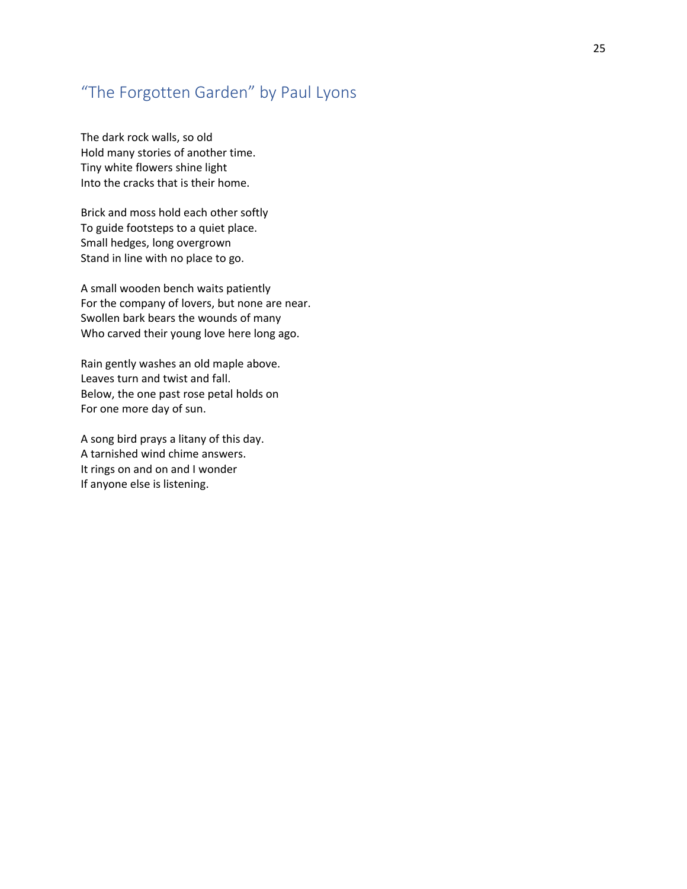## "The Forgotten Garden" by Paul Lyons

The dark rock walls, so old  
Hold many stories of another time.  
Tiny white flowers shine light  
Into the cracks that is their home.

Brick and moss hold each other softly  
To guide footsteps to a quiet place.  
Small hedges, long overgrown  
Stand in line with no place to go.

A small wooden bench waits patiently  
For the company of lovers, but none are near.  
Swollen bark bears the wounds of many  
Who carved their young love here long ago.

Rain gently washes an old maple above.  
Leaves turn and twist and fall.  
Below, the one past rose petal holds on  
For one more day of sun.

A song bird prays a litany of this day.  
A tarnished wind chime answers.  
It rings on and on and I wonder  
If anyone else is listening.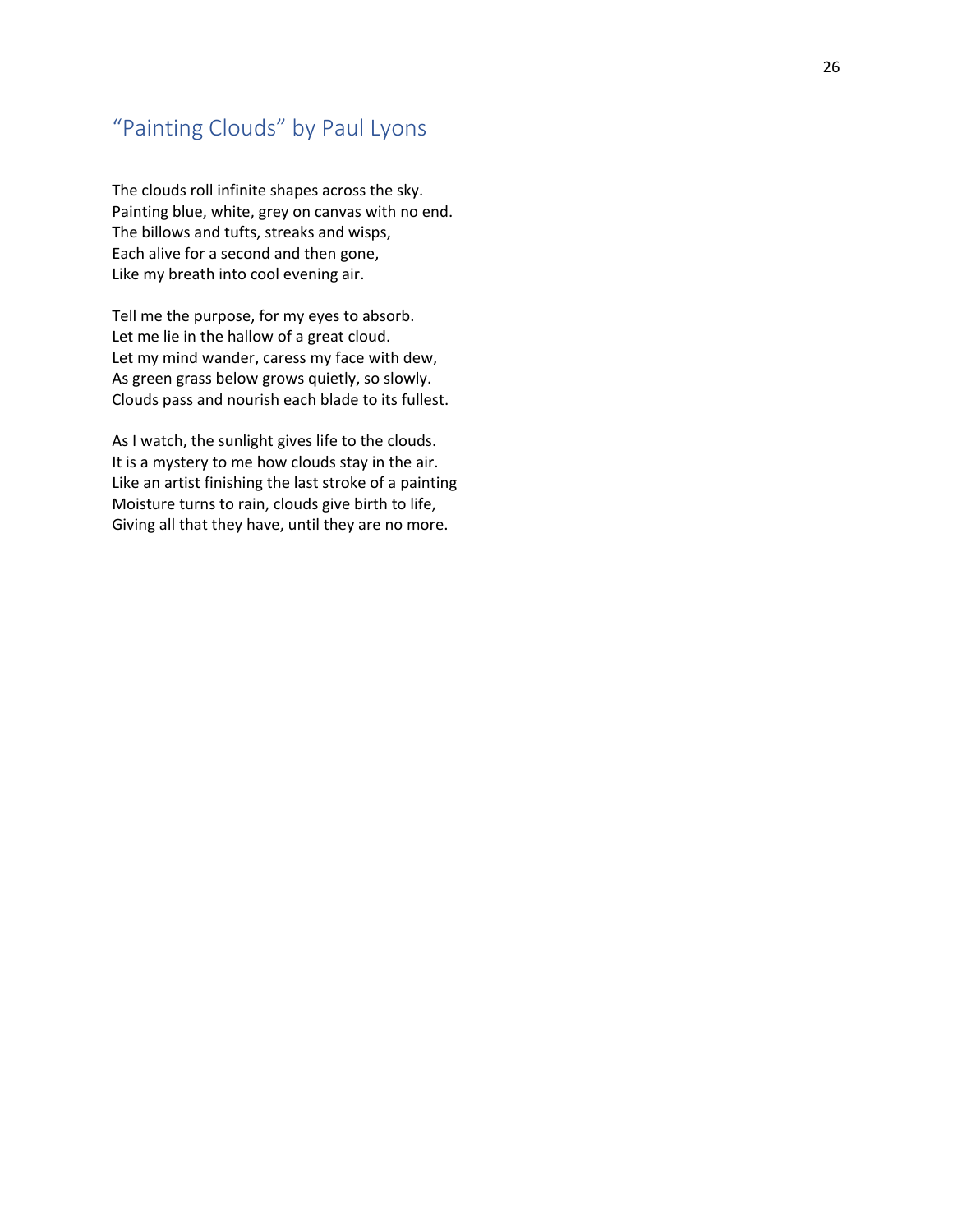## "Painting Clouds" by Paul Lyons

The clouds roll infinite shapes across the sky.  
Painting blue, white, grey on canvas with no end.  
The billows and tufts, streaks and wisps,  
Each alive for a second and then gone,  
Like my breath into cool evening air.

Tell me the purpose, for my eyes to absorb.  
Let me lie in the hallow of a great cloud.  
Let my mind wander, caress my face with dew,  
As green grass below grows quietly, so slowly.  
Clouds pass and nourish each blade to its fullest.

As I watch, the sunlight gives life to the clouds.  
It is a mystery to me how clouds stay in the air.  
Like an artist finishing the last stroke of a painting  
Moisture turns to rain, clouds give birth to life,  
Giving all that they have, until they are no more.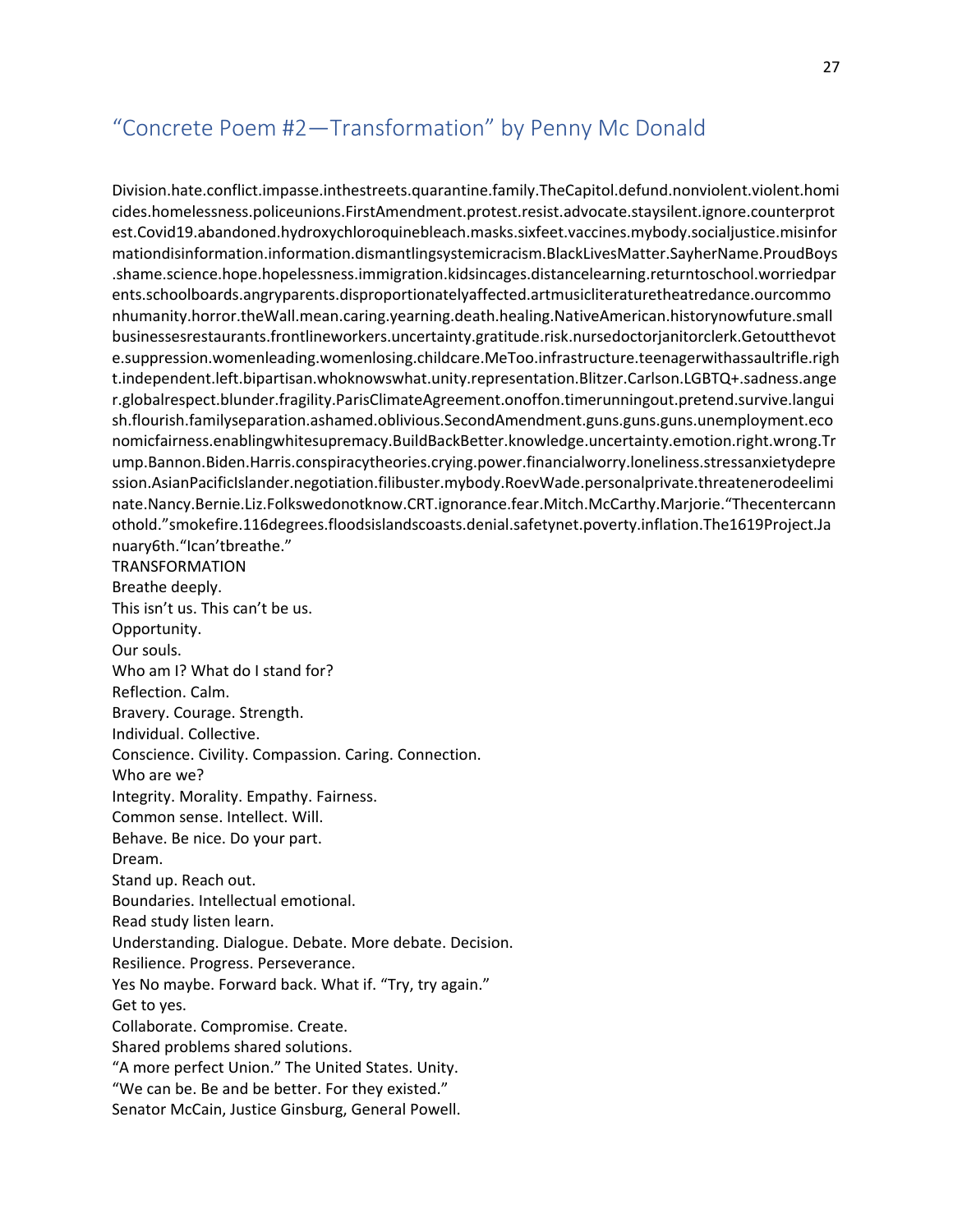## "Concrete Poem #2—Transformation" by Penny Mc Donald

Division.hate.conflict.impasse.inthestreets.quarantine.family.TheCapitol.defund.nonviolent.violent.homicides.homelessness.policeunions.FirstAmendment.protest.resist.advocate.staysilent.ignore.counterprotest.Covid19.abandoned.hydroxychloroquinebleach.masks.sixfeet.vaccines.mybody.socialjustice.misinformationdisinformation.information.dismantlingsystemicracism.BlackLivesMatter.SayherName.ProudBoys.shame.science.hope.hopelessness.immigration.kidsincages.distancelearning.returntoschool.worriedparents.schoolboards.angryparents.disproportionatelyaffected.artmusicliteraturetheatredance.ourcommonhumanity.horror.theWall.mean.caring.yearning.death.healing.NativeAmerican.historynowfuture.smallbusinessesrestaurants.frontlineworkers.uncertainty.gratitude.risk.nursedoctorjanitorclerk.Getoutthevote.suppression.womenleading.womenlosing.childcare.MeToo.infrastructure.teenagerwithassaultrifle.right.independent.left.bipartisan.whoknowswhat.unity.representation.Blitzer.Carlson.LGBTQ+.sadness.anger.globalrespect.blunder.fragility.ParisClimateAgreement.onoffon.timerunningout.pretend.survive.languish.flourish.familyseparation.ashamed.oblivious.SecondAmendment.guns.guns.guns.unemployment.economicfairness.enablingwhitesupremacy.BuildBackBetter.knowledge.uncertainty.emotion.right.wrong.Trump.Bannon.Biden.Harris.conspiracytheories.crying.power.financialworry.loneliness.stressanxietydepression.AsianPacificIslander.negotiation.filibuster.mybody.RoevWade.personalprivate.threatenerodeeliminate.Nancy.Bernie.Liz.Folkswedonotknow.CRT.ignorance.fear.Mitch.McCarthy.Marjorie."Thecentercannothold."smokefire.116degrees.floodsislandscoasts.denial.safetynet.poverty.inflation.The1619Project.January6th."Ican'tbreathe."

TRANSFORMATION  
Breathe deeply.  
This isn't us. This can't be us.  
Opportunity.  
Our souls.  
Who am I? What do I stand for?  
Reflection. Calm.  
Bravery. Courage. Strength.  
Individual. Collective.  
Conscience. Civility. Compassion. Caring. Connection.  
Who are we?  
Integrity. Morality. Empathy. Fairness.  
Common sense. Intellect. Will.  
Behave. Be nice. Do your part.  
Dream.  
Stand up. Reach out.  
Boundaries. Intellectual emotional.  
Read study listen learn.  
Understanding. Dialogue. Debate. More debate. Decision.  
Resilience. Progress. Perseverance.  
Yes No maybe. Forward back. What if. "Try, try again."  
Get to yes.  
Collaborate. Compromise. Create.  
Shared problems shared solutions.  
"A more perfect Union." The United States. Unity.  
"We can be. Be and be better. For they existed."  
Senator McCain, Justice Ginsburg, General Powell.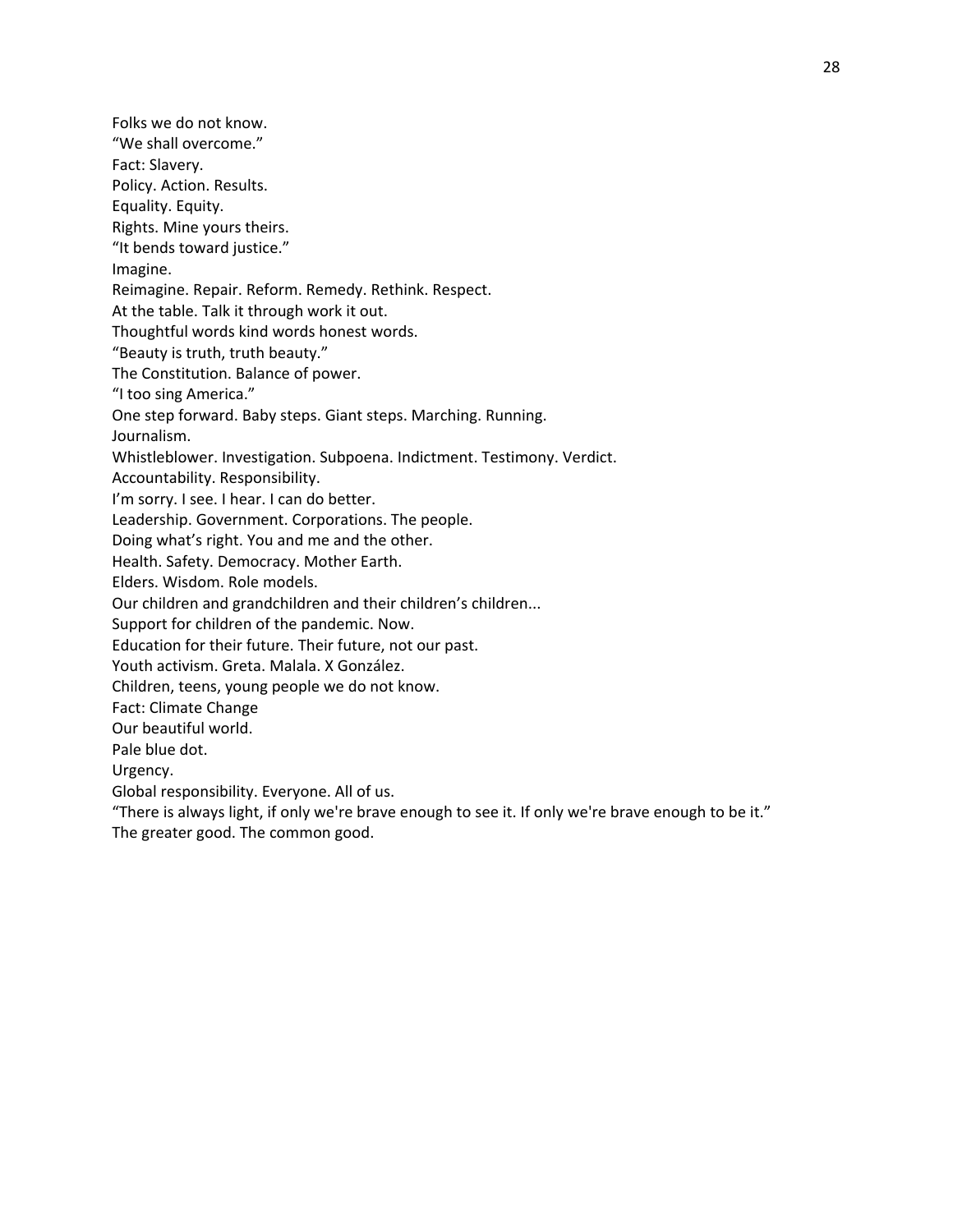Folks we do not know.
"We shall overcome."
Fact: Slavery.
Policy. Action. Results.
Equality. Equity.
Rights. Mine yours theirs.
"It bends toward justice."
Imagine.
Reimagine. Repair. Reform. Remedy. Rethink. Respect.
At the table. Talk it through work it out.
Thoughtful words kind words honest words.
"Beauty is truth, truth beauty."
The Constitution. Balance of power.
"I too sing America."
One step forward. Baby steps. Giant steps. Marching. Running.
Journalism.
Whistleblower. Investigation. Subpoena. Indictment. Testimony. Verdict.
Accountability. Responsibility.
I'm sorry. I see. I hear. I can do better.
Leadership. Government. Corporations. The people.
Doing what's right. You and me and the other.
Health. Safety. Democracy. Mother Earth.
Elders. Wisdom. Role models.
Our children and grandchildren and their children's children...
Support for children of the pandemic. Now.
Education for their future. Their future, not our past.
Youth activism. Greta. Malala. X González.
Children, teens, young people we do not know.
Fact: Climate Change
Our beautiful world.
Pale blue dot.
Urgency.
Global responsibility. Everyone. All of us.
"There is always light, if only we're brave enough to see it. If only we're brave enough to be it."
The greater good. The common good.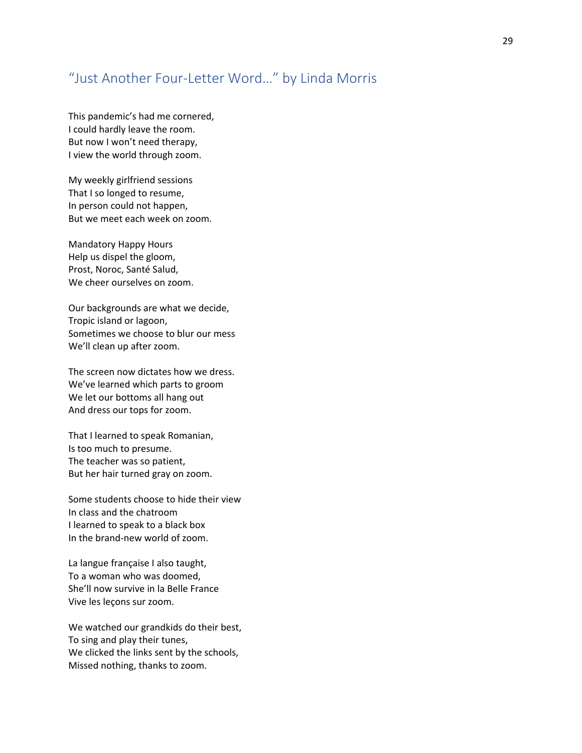## "Just Another Four-Letter Word…" by Linda Morris

This pandemic's had me cornered,
I could hardly leave the room.
But now I won't need therapy,
I view the world through zoom.

My weekly girlfriend sessions
That I so longed to resume,
In person could not happen,
But we meet each week on zoom.

Mandatory Happy Hours
Help us dispel the gloom,
Prost, Noroc, Santé Salud,
We cheer ourselves on zoom.

Our backgrounds are what we decide,
Tropic island or lagoon,
Sometimes we choose to blur our mess
We'll clean up after zoom.

The screen now dictates how we dress.
We've learned which parts to groom
We let our bottoms all hang out
And dress our tops for zoom.

That I learned to speak Romanian,
Is too much to presume.
The teacher was so patient,
But her hair turned gray on zoom.

Some students choose to hide their view
In class and the chatroom
I learned to speak to a black box
In the brand-new world of zoom.

La langue française I also taught,
To a woman who was doomed,
She'll now survive in la Belle France
Vive les leçons sur zoom.

We watched our grandkids do their best,
To sing and play their tunes,
We clicked the links sent by the schools,
Missed nothing, thanks to zoom.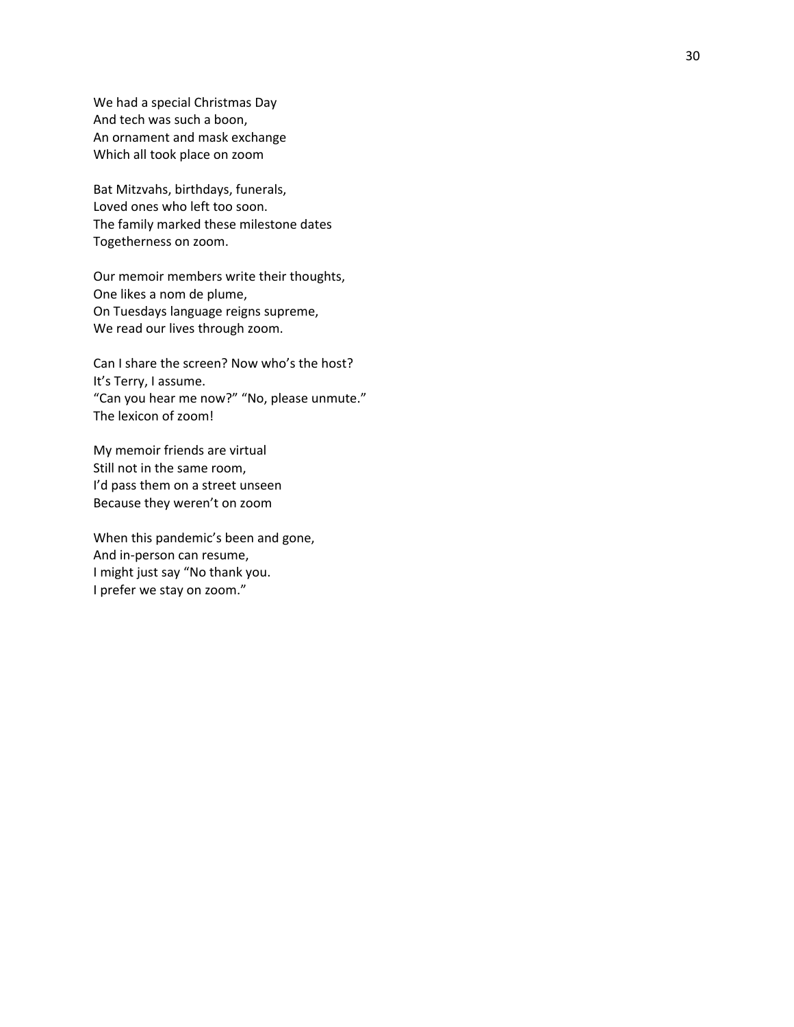We had a special Christmas Day
And tech was such a boon,
An ornament and mask exchange
Which all took place on zoom

Bat Mitzvahs, birthdays, funerals,
Loved ones who left too soon.
The family marked these milestone dates
Togetherness on zoom.

Our memoir members write their thoughts,
One likes a nom de plume,
On Tuesdays language reigns supreme,
We read our lives through zoom.

Can I share the screen? Now who's the host?
It's Terry, I assume.
"Can you hear me now?" "No, please unmute."
The lexicon of zoom!

My memoir friends are virtual
Still not in the same room,
I'd pass them on a street unseen
Because they weren't on zoom

When this pandemic's been and gone,
And in-person can resume,
I might just say "No thank you.
I prefer we stay on zoom."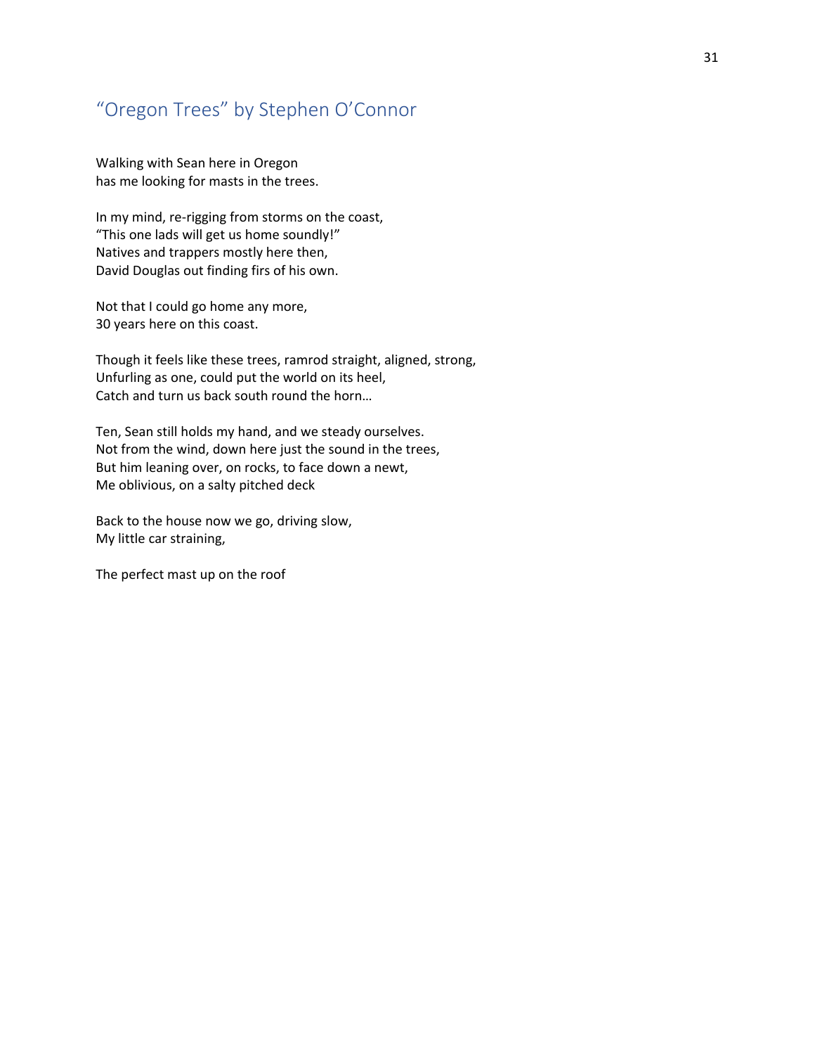## "Oregon Trees" by Stephen O'Connor

Walking with Sean here in Oregon  
has me looking for masts in the trees.

In my mind, re-rigging from storms on the coast,  
"This one lads will get us home soundly!"  
Natives and trappers mostly here then,  
David Douglas out finding firs of his own.

Not that I could go home any more,  
30 years here on this coast.

Though it feels like these trees, ramrod straight, aligned, strong,  
Unfurling as one, could put the world on its heel,  
Catch and turn us back south round the horn…

Ten, Sean still holds my hand, and we steady ourselves.  
Not from the wind, down here just the sound in the trees,  
But him leaning over, on rocks, to face down a newt,  
Me oblivious, on a salty pitched deck

Back to the house now we go, driving slow,  
My little car straining,

The perfect mast up on the roof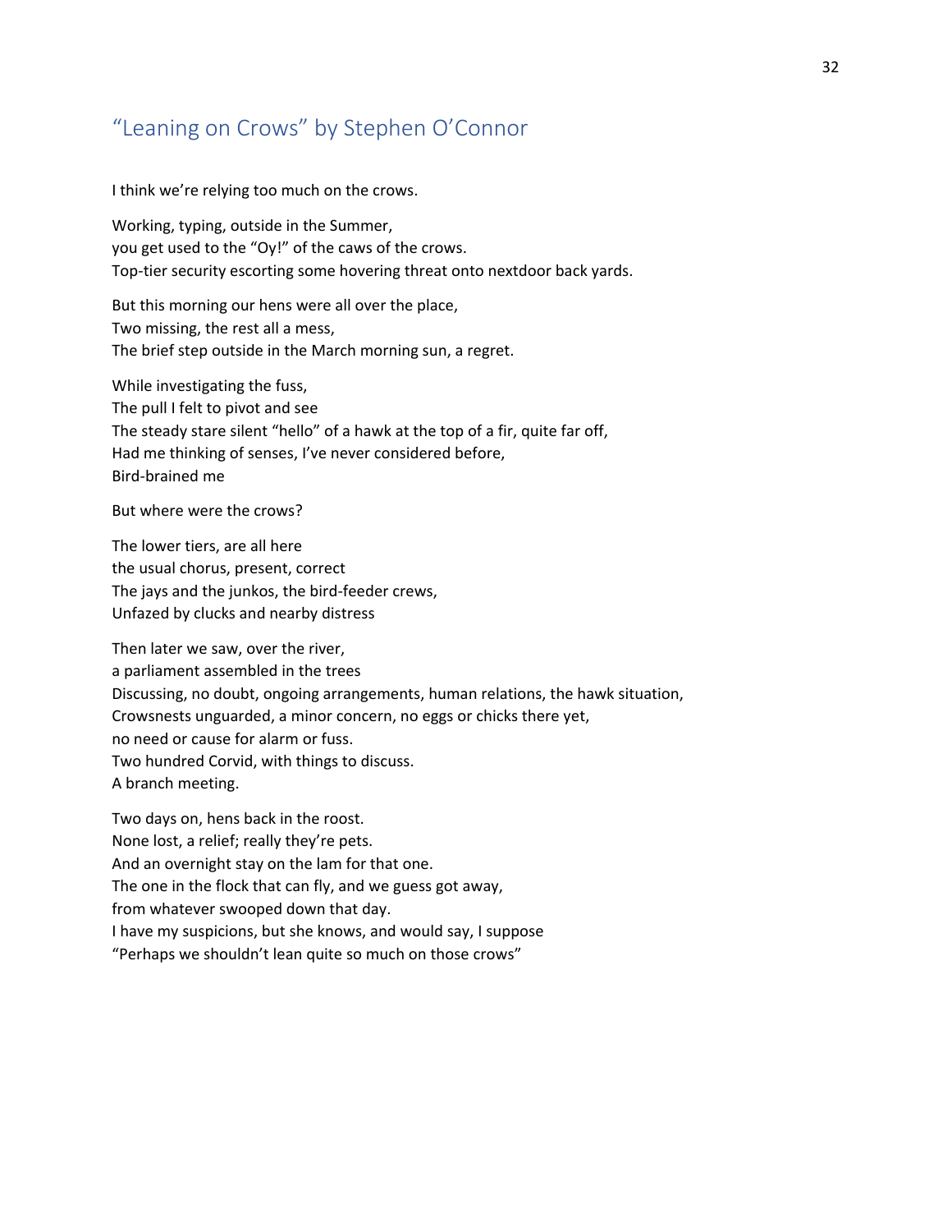## "Leaning on Crows" by Stephen O'Connor

I think we're relying too much on the crows.

Working, typing, outside in the Summer,  
you get used to the "Oy!" of the caws of the crows.  
Top-tier security escorting some hovering threat onto nextdoor back yards.

But this morning our hens were all over the place,  
Two missing, the rest all a mess,  
The brief step outside in the March morning sun, a regret.

While investigating the fuss,  
The pull I felt to pivot and see  
The steady stare silent "hello" of a hawk at the top of a fir, quite far off,  
Had me thinking of senses, I've never considered before,  
Bird-brained me

But where were the crows?

The lower tiers, are all here  
the usual chorus, present, correct  
The jays and the junkos, the bird-feeder crews,  
Unfazed by clucks and nearby distress

Then later we saw, over the river,  
a parliament assembled in the trees  
Discussing, no doubt, ongoing arrangements, human relations, the hawk situation,  
Crowsnests unguarded, a minor concern, no eggs or chicks there yet,  
no need or cause for alarm or fuss.  
Two hundred Corvid, with things to discuss.  
A branch meeting.

Two days on, hens back in the roost.  
None lost, a relief; really they're pets.  
And an overnight stay on the lam for that one.  
The one in the flock that can fly, and we guess got away,  
from whatever swooped down that day.  
I have my suspicions, but she knows, and would say, I suppose  
"Perhaps we shouldn't lean quite so much on those crows"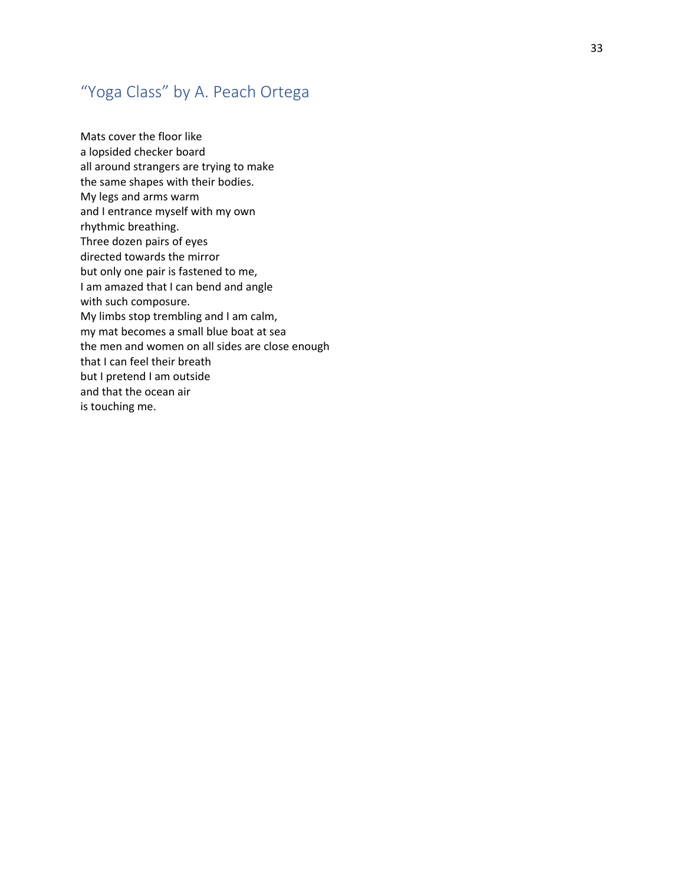## "Yoga Class" by A. Peach Ortega

Mats cover the floor like  
a lopsided checker board  
all around strangers are trying to make  
the same shapes with their bodies.  
My legs and arms warm  
and I entrance myself with my own  
rhythmic breathing.  
Three dozen pairs of eyes  
directed towards the mirror  
but only one pair is fastened to me,  
I am amazed that I can bend and angle  
with such composure.  
My limbs stop trembling and I am calm,  
my mat becomes a small blue boat at sea  
the men and women on all sides are close enough  
that I can feel their breath  
but I pretend I am outside  
and that the ocean air  
is touching me.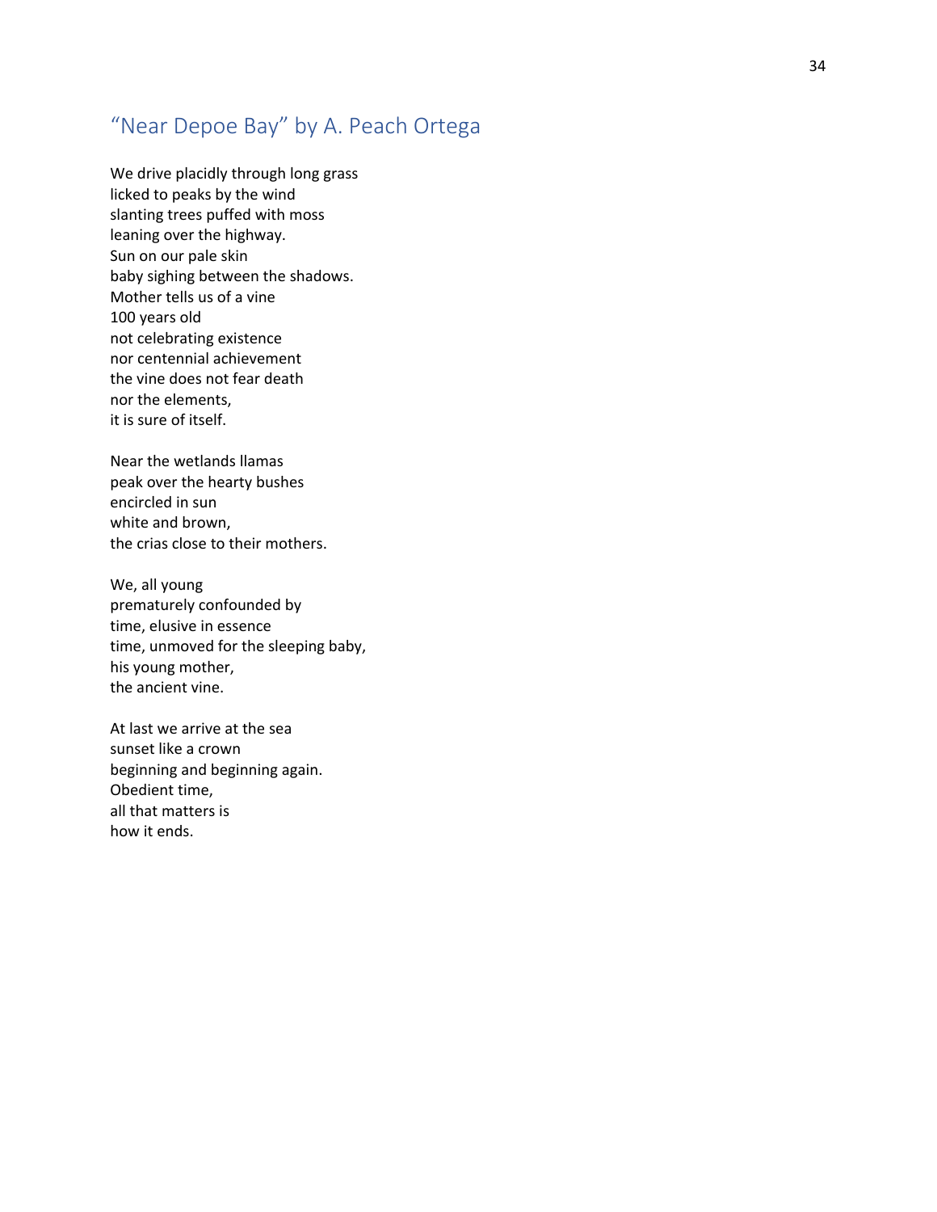## "Near Depoe Bay" by A. Peach Ortega

We drive placidly through long grass  
licked to peaks by the wind  
slanting trees puffed with moss  
leaning over the highway.  
Sun on our pale skin  
baby sighing between the shadows.  
Mother tells us of a vine  
100 years old  
not celebrating existence  
nor centennial achievement  
the vine does not fear death  
nor the elements,  
it is sure of itself.

Near the wetlands llamas  
peak over the hearty bushes  
encircled in sun  
white and brown,  
the crias close to their mothers.

We, all young  
prematurely confounded by  
time, elusive in essence  
time, unmoved for the sleeping baby,  
his young mother,  
the ancient vine.

At last we arrive at the sea  
sunset like a crown  
beginning and beginning again.  
Obedient time,  
all that matters is  
how it ends.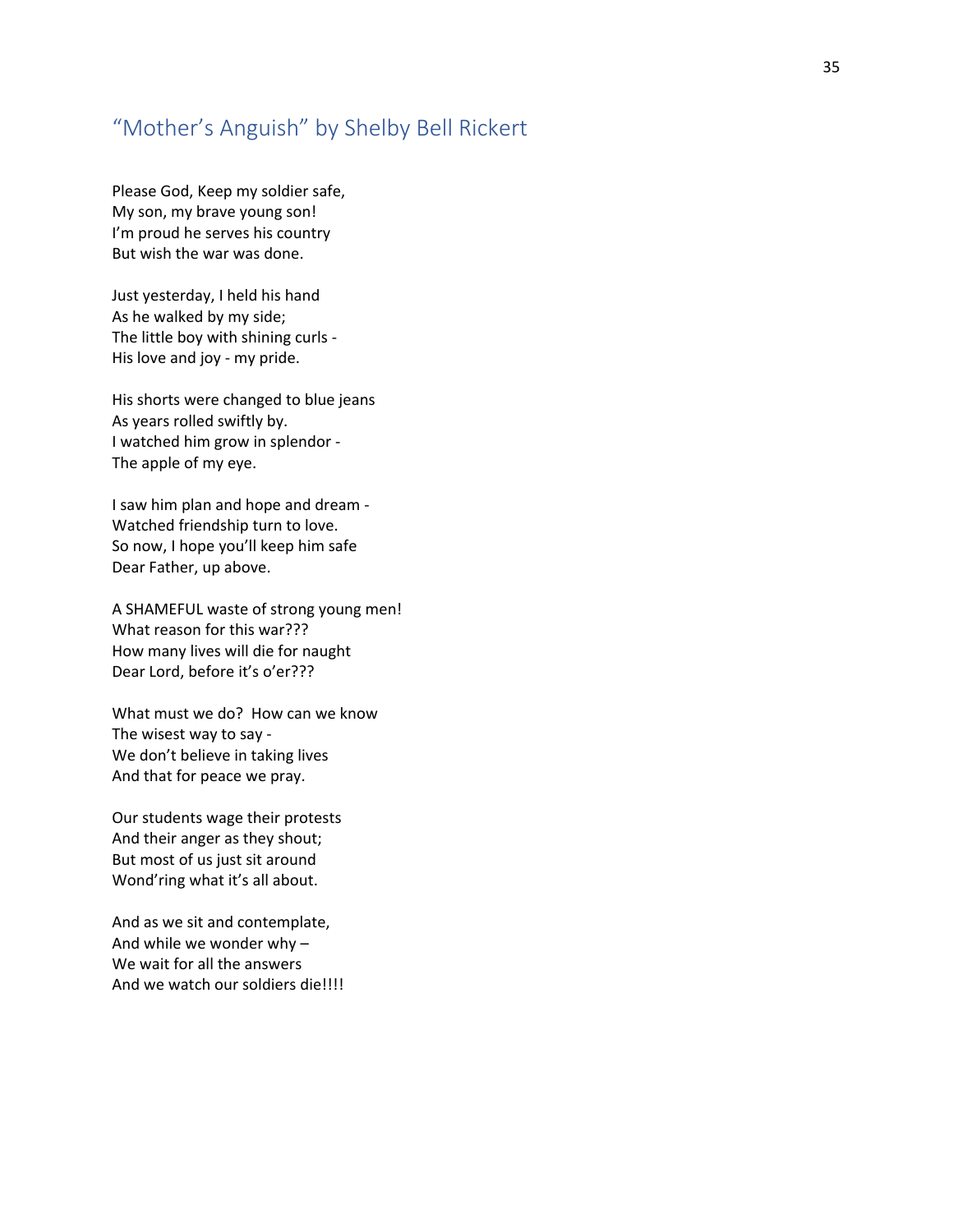## “Mother’s Anguish” by Shelby Bell Rickert

Please God, Keep my soldier safe,  
My son, my brave young son!  
I’m proud he serves his country  
But wish the war was done.

Just yesterday, I held his hand  
As he walked by my side;  
The little boy with shining curls -  
His love and joy - my pride.

His shorts were changed to blue jeans  
As years rolled swiftly by.  
I watched him grow in splendor -  
The apple of my eye.

I saw him plan and hope and dream -  
Watched friendship turn to love.  
So now, I hope you’ll keep him safe  
Dear Father, up above.

A SHAMEFUL waste of strong young men!  
What reason for this war???  
How many lives will die for naught  
Dear Lord, before it’s o’er???

What must we do?  How can we know  
The wisest way to say -  
We don’t believe in taking lives  
And that for peace we pray.

Our students wage their protests  
And their anger as they shout;  
But most of us just sit around  
Wond’ring what it’s all about.

And as we sit and contemplate,  
And while we wonder why –  
We wait for all the answers  
And we watch our soldiers die!!!!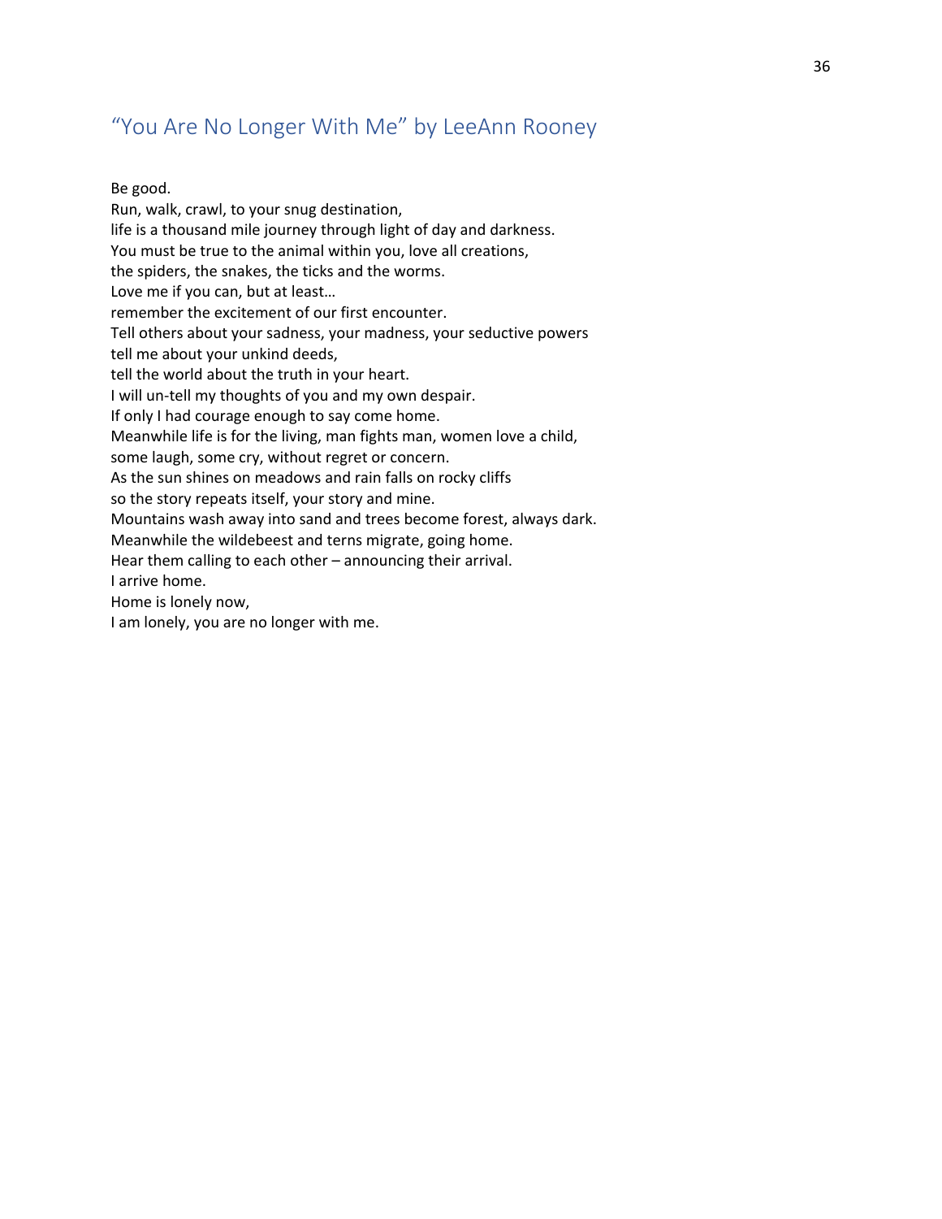## "You Are No Longer With Me" by LeeAnn Rooney

Be good.  
Run, walk, crawl, to your snug destination,  
life is a thousand mile journey through light of day and darkness.  
You must be true to the animal within you, love all creations,  
the spiders, the snakes, the ticks and the worms.  
Love me if you can, but at least…  
remember the excitement of our first encounter.  
Tell others about your sadness, your madness, your seductive powers  
tell me about your unkind deeds,  
tell the world about the truth in your heart.  
I will un-tell my thoughts of you and my own despair.  
If only I had courage enough to say come home.  
Meanwhile life is for the living, man fights man, women love a child,  
some laugh, some cry, without regret or concern.  
As the sun shines on meadows and rain falls on rocky cliffs  
so the story repeats itself, your story and mine.  
Mountains wash away into sand and trees become forest, always dark.  
Meanwhile the wildebeest and terns migrate, going home.  
Hear them calling to each other – announcing their arrival.  
I arrive home.  
Home is lonely now,  
I am lonely, you are no longer with me.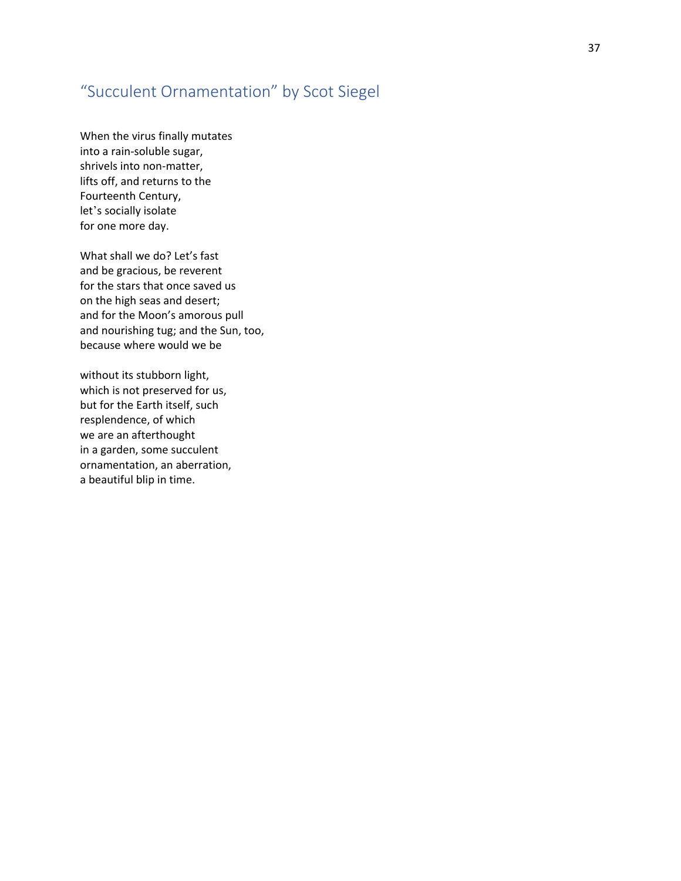## "Succulent Ornamentation" by Scot Siegel

When the virus finally mutates
into a rain-soluble sugar,
shrivels into non-matter,
lifts off, and returns to the
Fourteenth Century,
let's socially isolate
for one more day.

What shall we do? Let's fast
and be gracious, be reverent
for the stars that once saved us
on the high seas and desert;
and for the Moon's amorous pull
and nourishing tug; and the Sun, too,
because where would we be

without its stubborn light,
which is not preserved for us,
but for the Earth itself, such
resplendence, of which
we are an afterthought
in a garden, some succulent
ornamentation, an aberration,
a beautiful blip in time.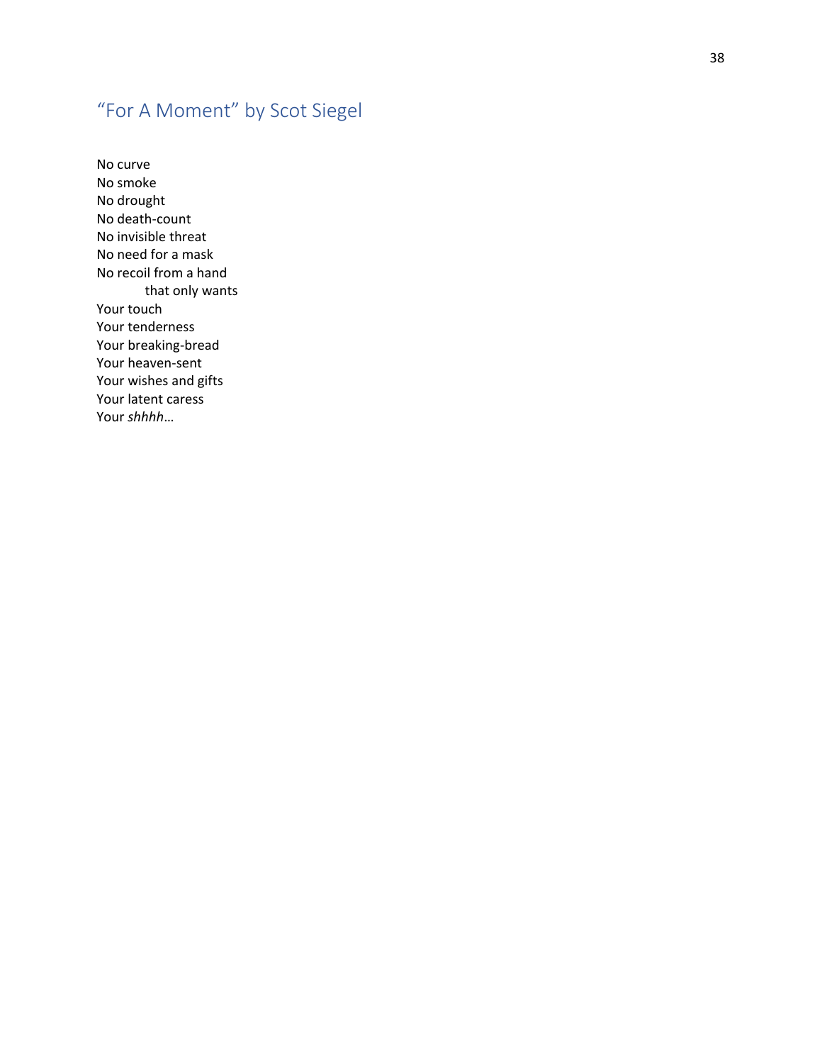## "For A Moment" by Scot Siegel

No curve  
No smoke  
No drought  
No death-count  
No invisible threat  
No need for a mask  
No recoil from a hand  
&nbsp;&nbsp;&nbsp;&nbsp;&nbsp;&nbsp;&nbsp;&nbsp;&nbsp;&nbsp;&nbsp;&nbsp;that only wants  
Your touch  
Your tenderness  
Your breaking-bread  
Your heaven-sent  
Your wishes and gifts  
Your latent caress  
Your *shhhh*…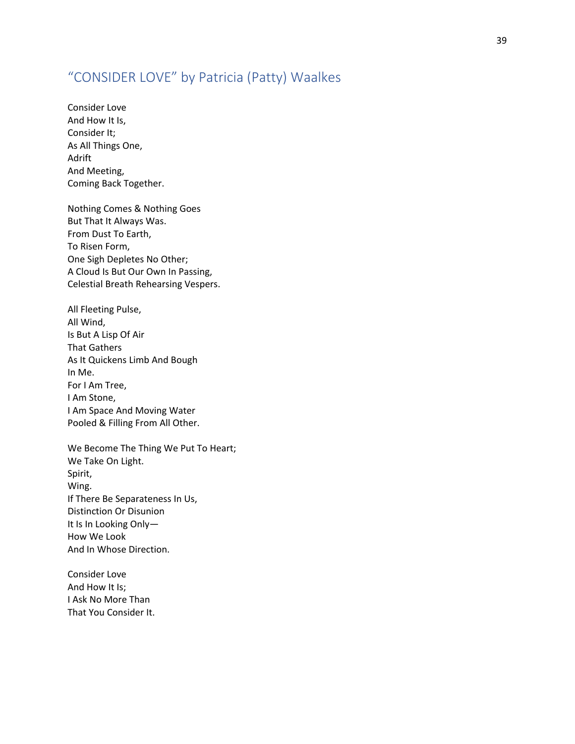## "CONSIDER LOVE" by Patricia (Patty) Waalkes

Consider Love
And How It Is,
Consider It;
As All Things One,
Adrift
And Meeting,
Coming Back Together.

Nothing Comes & Nothing Goes
But That It Always Was.
From Dust To Earth,
To Risen Form,
One Sigh Depletes No Other;
A Cloud Is But Our Own In Passing,
Celestial Breath Rehearsing Vespers.

All Fleeting Pulse,
All Wind,
Is But A Lisp Of Air
That Gathers
As It Quickens Limb And Bough
In Me.
For I Am Tree,
I Am Stone,
I Am Space And Moving Water
Pooled & Filling From All Other.

We Become The Thing We Put To Heart;
We Take On Light.
Spirit,
Wing.
If There Be Separateness In Us,
Distinction Or Disunion
It Is In Looking Only—
How We Look
And In Whose Direction.

Consider Love
And How It Is;
I Ask No More Than
That You Consider It.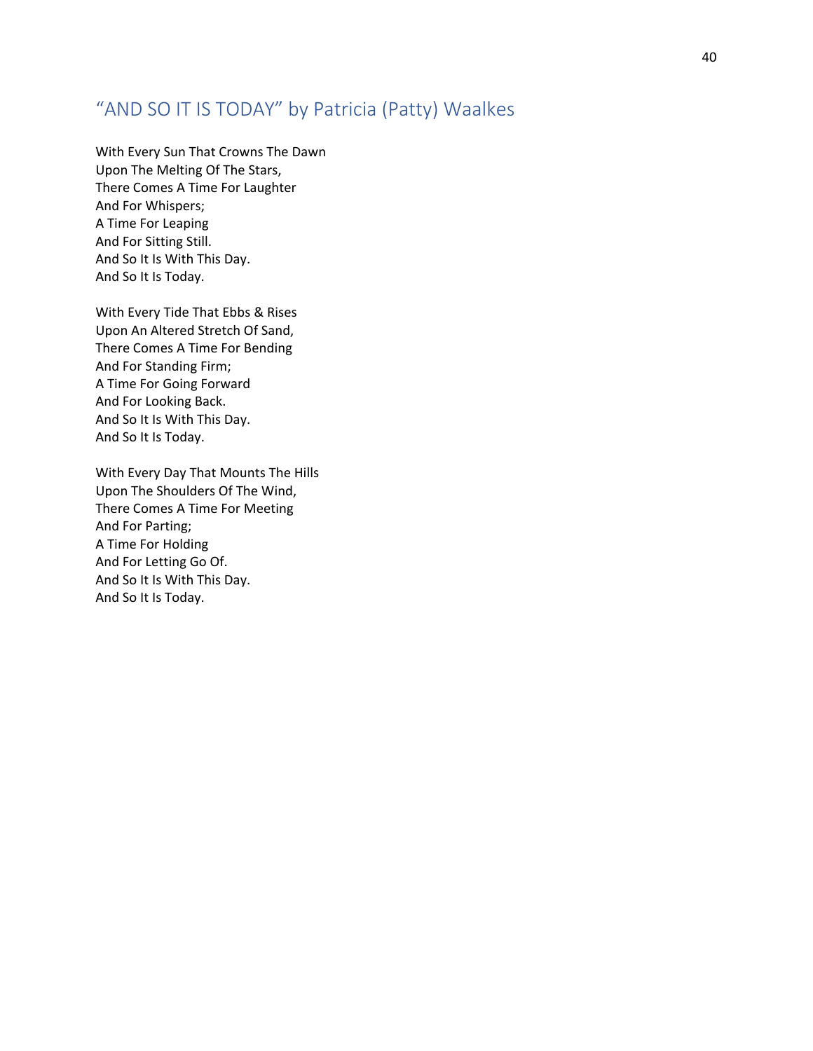## “AND SO IT IS TODAY” by Patricia (Patty) Waalkes

With Every Sun That Crowns The Dawn  
Upon The Melting Of The Stars,  
There Comes A Time For Laughter  
And For Whispers;  
A Time For Leaping  
And For Sitting Still.  
And So It Is With This Day.  
And So It Is Today.

With Every Tide That Ebbs & Rises  
Upon An Altered Stretch Of Sand,  
There Comes A Time For Bending  
And For Standing Firm;  
A Time For Going Forward  
And For Looking Back.  
And So It Is With This Day.  
And So It Is Today.

With Every Day That Mounts The Hills  
Upon The Shoulders Of The Wind,  
There Comes A Time For Meeting  
And For Parting;  
A Time For Holding  
And For Letting Go Of.  
And So It Is With This Day.  
And So It Is Today.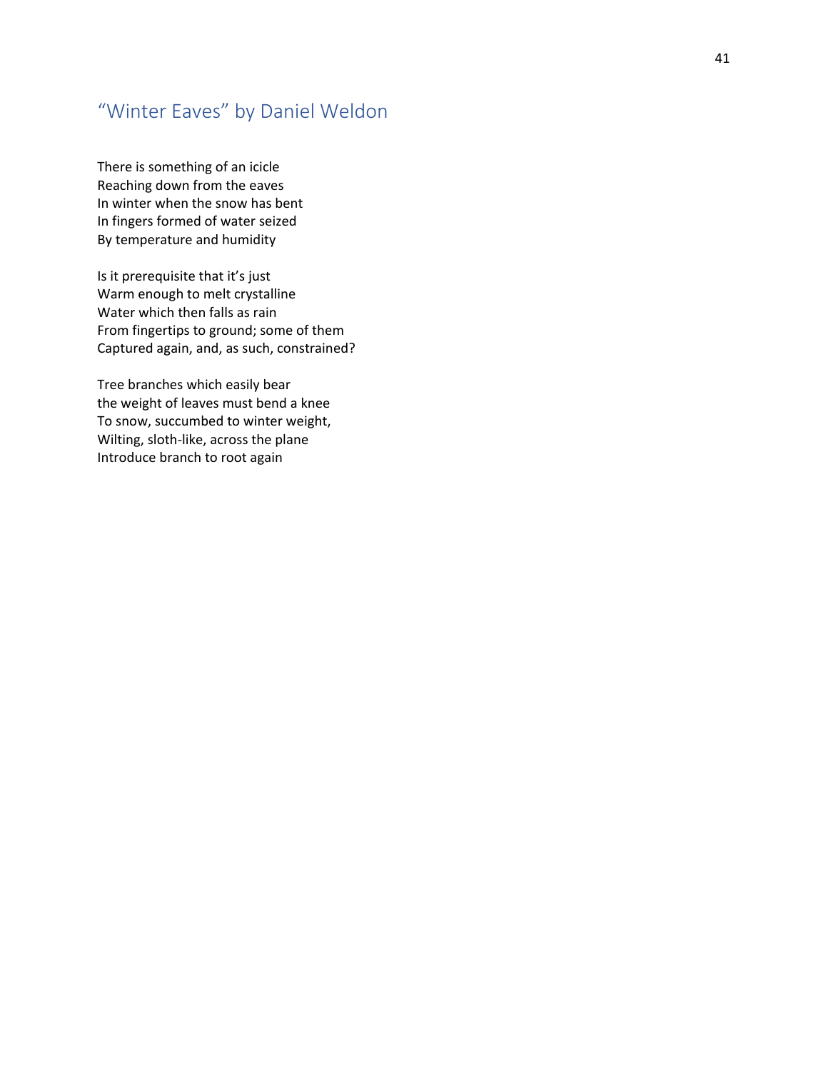## “Winter Eaves” by Daniel Weldon

There is something of an icicle  
Reaching down from the eaves  
In winter when the snow has bent  
In fingers formed of water seized  
By temperature and humidity

Is it prerequisite that it’s just  
Warm enough to melt crystalline  
Water which then falls as rain  
From fingertips to ground; some of them  
Captured again, and, as such, constrained?

Tree branches which easily bear  
the weight of leaves must bend a knee  
To snow, succumbed to winter weight,  
Wilting, sloth-like, across the plane  
Introduce branch to root again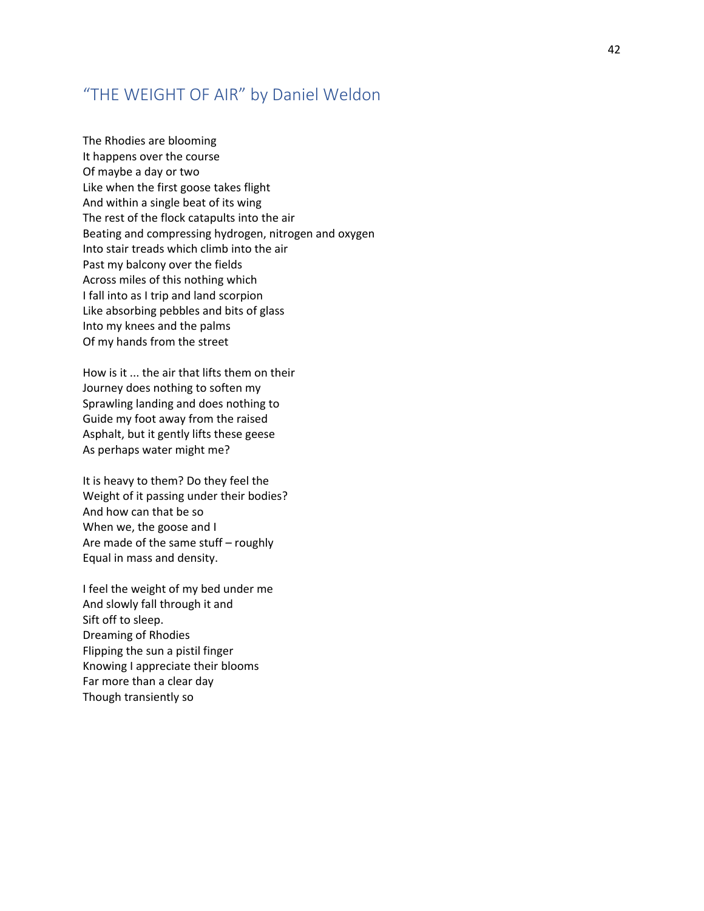## “THE WEIGHT OF AIR” by Daniel Weldon

The Rhodies are blooming
It happens over the course
Of maybe a day or two
Like when the first goose takes flight
And within a single beat of its wing
The rest of the flock catapults into the air
Beating and compressing hydrogen, nitrogen and oxygen
Into stair treads which climb into the air
Past my balcony over the fields
Across miles of this nothing which
I fall into as I trip and land scorpion
Like absorbing pebbles and bits of glass
Into my knees and the palms
Of my hands from the street

How is it ... the air that lifts them on their
Journey does nothing to soften my
Sprawling landing and does nothing to
Guide my foot away from the raised
Asphalt, but it gently lifts these geese
As perhaps water might me?

It is heavy to them? Do they feel the
Weight of it passing under their bodies?
And how can that be so
When we, the goose and I
Are made of the same stuff – roughly
Equal in mass and density.

I feel the weight of my bed under me
And slowly fall through it and
Sift off to sleep.
Dreaming of Rhodies
Flipping the sun a pistil finger
Knowing I appreciate their blooms
Far more than a clear day
Though transiently so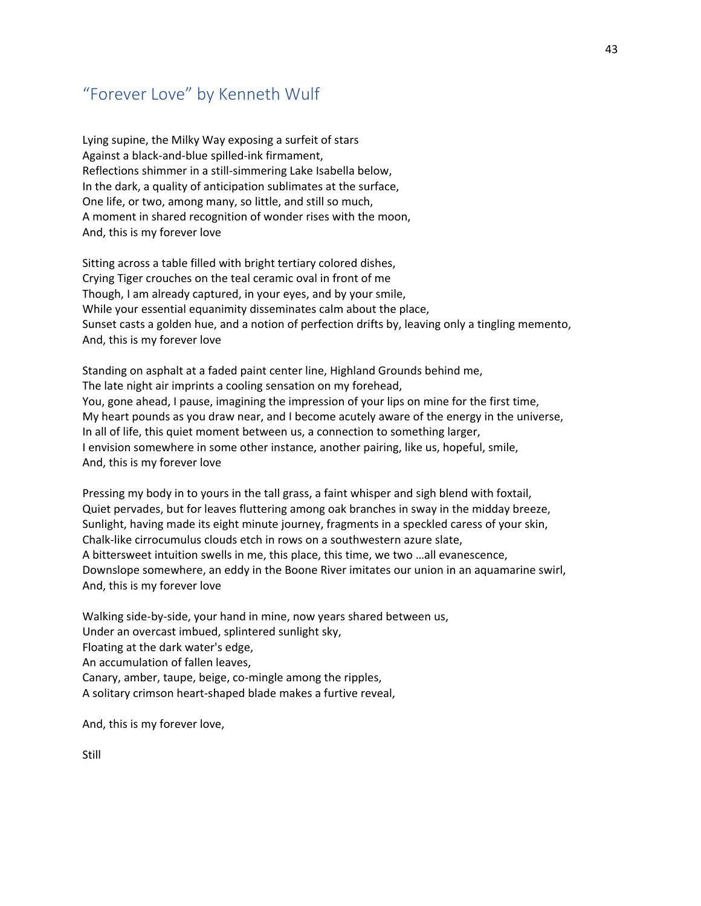## "Forever Love" by Kenneth Wulf

Lying supine, the Milky Way exposing a surfeit of stars  
Against a black-and-blue spilled-ink firmament,  
Reflections shimmer in a still-simmering Lake Isabella below,  
In the dark, a quality of anticipation sublimates at the surface,  
One life, or two, among many, so little, and still so much,  
A moment in shared recognition of wonder rises with the moon,  
And, this is my forever love

Sitting across a table filled with bright tertiary colored dishes,  
Crying Tiger crouches on the teal ceramic oval in front of me  
Though, I am already captured, in your eyes, and by your smile,  
While your essential equanimity disseminates calm about the place,  
Sunset casts a golden hue, and a notion of perfection drifts by, leaving only a tingling memento,  
And, this is my forever love

Standing on asphalt at a faded paint center line, Highland Grounds behind me,  
The late night air imprints a cooling sensation on my forehead,  
You, gone ahead, I pause, imagining the impression of your lips on mine for the first time,  
My heart pounds as you draw near, and I become acutely aware of the energy in the universe,  
In all of life, this quiet moment between us, a connection to something larger,  
I envision somewhere in some other instance, another pairing, like us, hopeful, smile,  
And, this is my forever love

Pressing my body in to yours in the tall grass, a faint whisper and sigh blend with foxtail,  
Quiet pervades, but for leaves fluttering among oak branches in sway in the midday breeze,  
Sunlight, having made its eight minute journey, fragments in a speckled caress of your skin,  
Chalk-like cirrocumulus clouds etch in rows on a southwestern azure slate,  
A bittersweet intuition swells in me, this place, this time, we two …all evanescence,  
Downslope somewhere, an eddy in the Boone River imitates our union in an aquamarine swirl,  
And, this is my forever love

Walking side-by-side, your hand in mine, now years shared between us,  
Under an overcast imbued, splintered sunlight sky,  
Floating at the dark water's edge,  
An accumulation of fallen leaves,  
Canary, amber, taupe, beige, co-mingle among the ripples,  
A solitary crimson heart-shaped blade makes a furtive reveal,

And, this is my forever love,

Still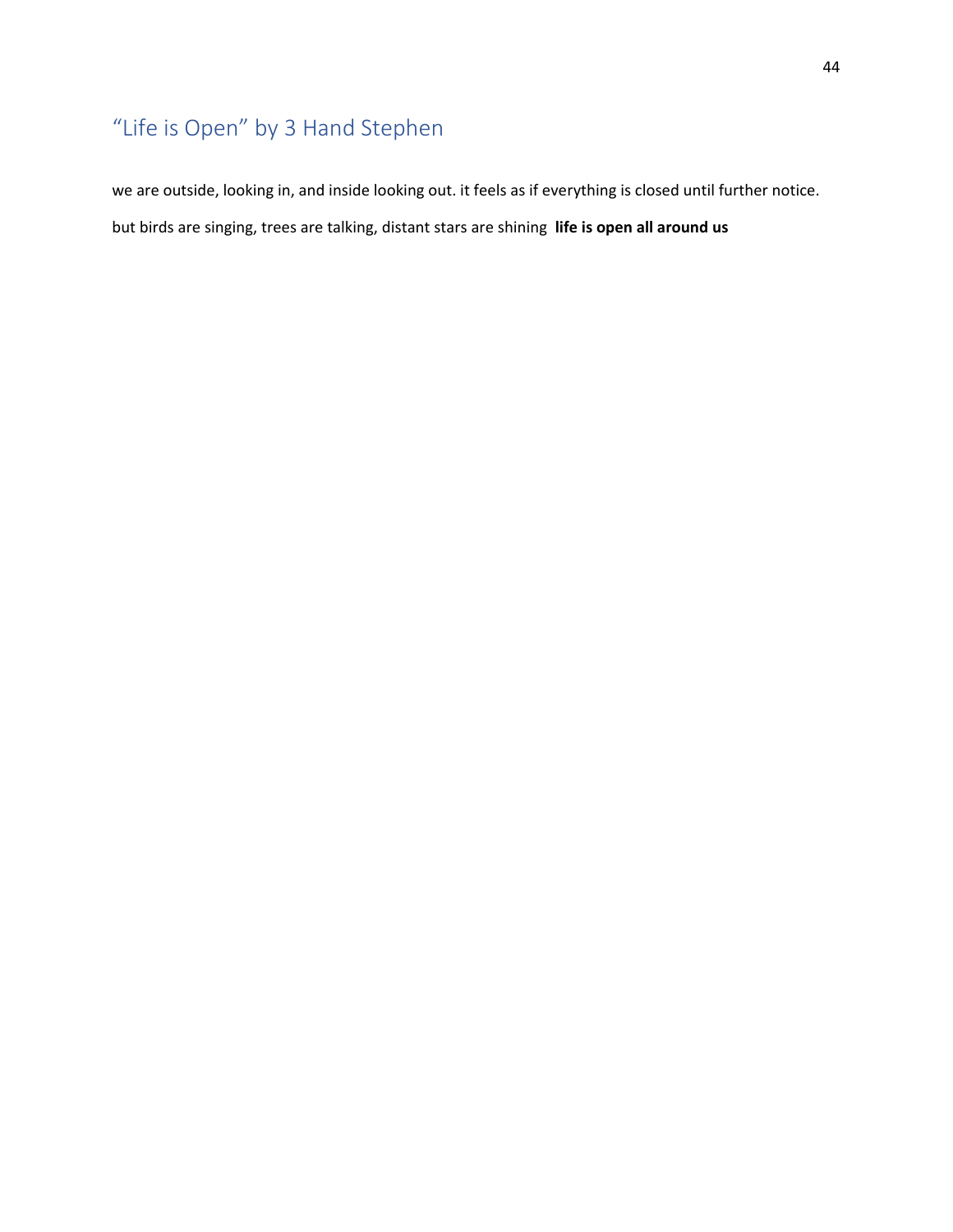## "Life is Open" by 3 Hand Stephen

we are outside, looking in, and inside looking out. it feels as if everything is closed until further notice.

but birds are singing, trees are talking, distant stars are shining **life is open all around us**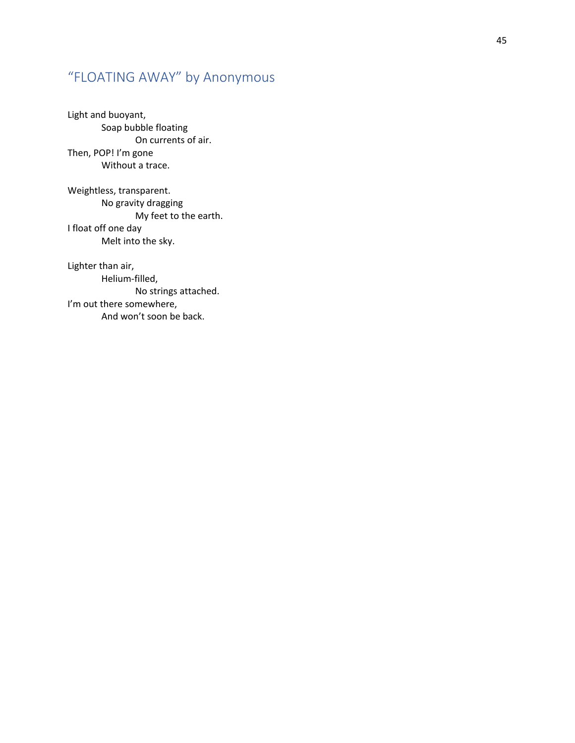## “FLOATING AWAY” by Anonymous

Light and buoyant,  
&nbsp;&nbsp;&nbsp;&nbsp;&nbsp;&nbsp;&nbsp;&nbsp;Soap bubble floating  
&nbsp;&nbsp;&nbsp;&nbsp;&nbsp;&nbsp;&nbsp;&nbsp;&nbsp;&nbsp;&nbsp;&nbsp;&nbsp;&nbsp;&nbsp;&nbsp;On currents of air.  
Then, POP! I’m gone  
&nbsp;&nbsp;&nbsp;&nbsp;&nbsp;&nbsp;&nbsp;&nbsp;Without a trace.

Weightless, transparent.  
&nbsp;&nbsp;&nbsp;&nbsp;&nbsp;&nbsp;&nbsp;&nbsp;No gravity dragging  
&nbsp;&nbsp;&nbsp;&nbsp;&nbsp;&nbsp;&nbsp;&nbsp;&nbsp;&nbsp;&nbsp;&nbsp;&nbsp;&nbsp;&nbsp;&nbsp;My feet to the earth.  
I float off one day  
&nbsp;&nbsp;&nbsp;&nbsp;&nbsp;&nbsp;&nbsp;&nbsp;Melt into the sky.

Lighter than air,  
&nbsp;&nbsp;&nbsp;&nbsp;&nbsp;&nbsp;&nbsp;&nbsp;Helium-filled,  
&nbsp;&nbsp;&nbsp;&nbsp;&nbsp;&nbsp;&nbsp;&nbsp;&nbsp;&nbsp;&nbsp;&nbsp;&nbsp;&nbsp;&nbsp;&nbsp;No strings attached.  
I’m out there somewhere,  
&nbsp;&nbsp;&nbsp;&nbsp;&nbsp;&nbsp;&nbsp;&nbsp;And won’t soon be back.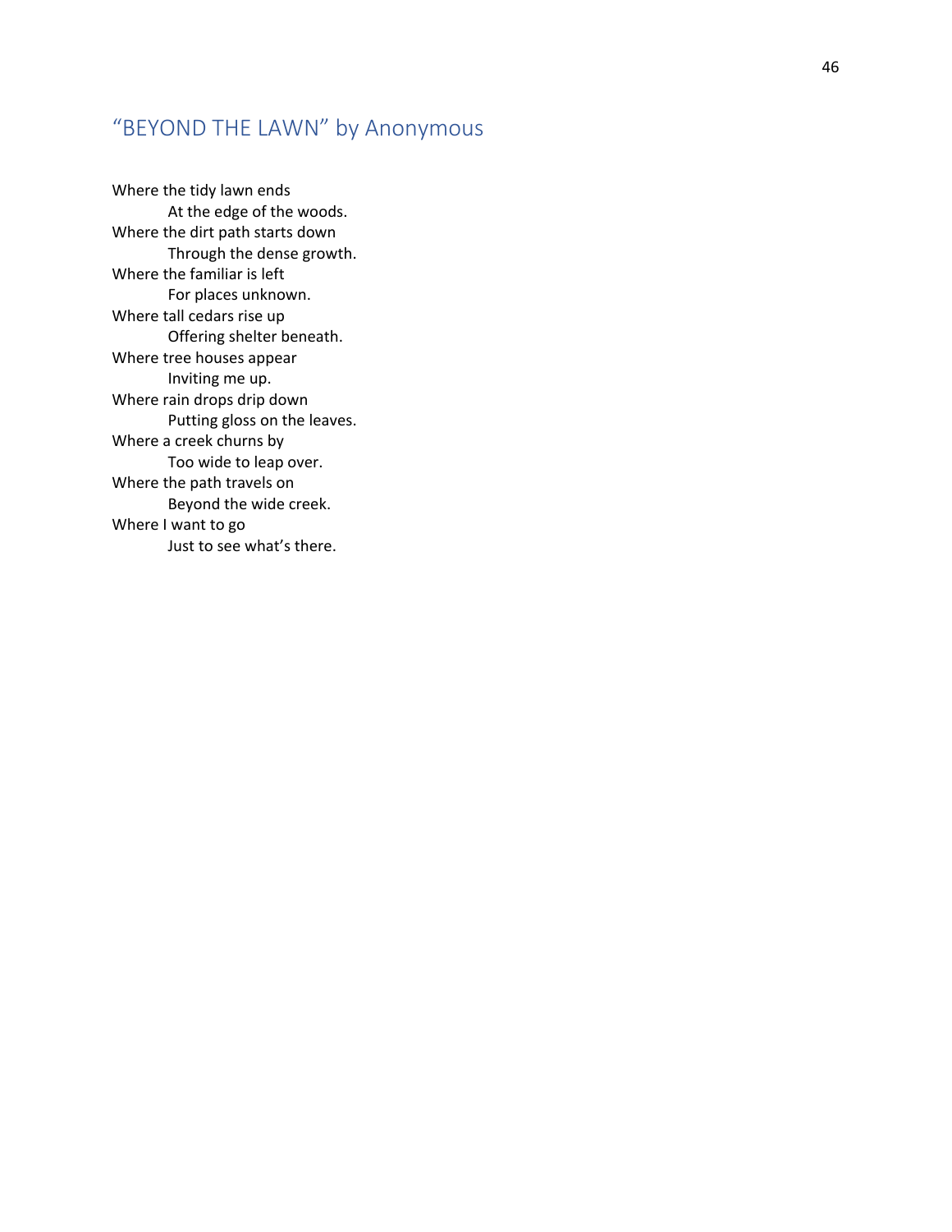## "BEYOND THE LAWN" by Anonymous

Where the tidy lawn ends  
        At the edge of the woods.  
Where the dirt path starts down  
        Through the dense growth.  
Where the familiar is left  
        For places unknown.  
Where tall cedars rise up  
        Offering shelter beneath.  
Where tree houses appear  
        Inviting me up.  
Where rain drops drip down  
        Putting gloss on the leaves.  
Where a creek churns by  
        Too wide to leap over.  
Where the path travels on  
        Beyond the wide creek.  
Where I want to go  
        Just to see what's there.